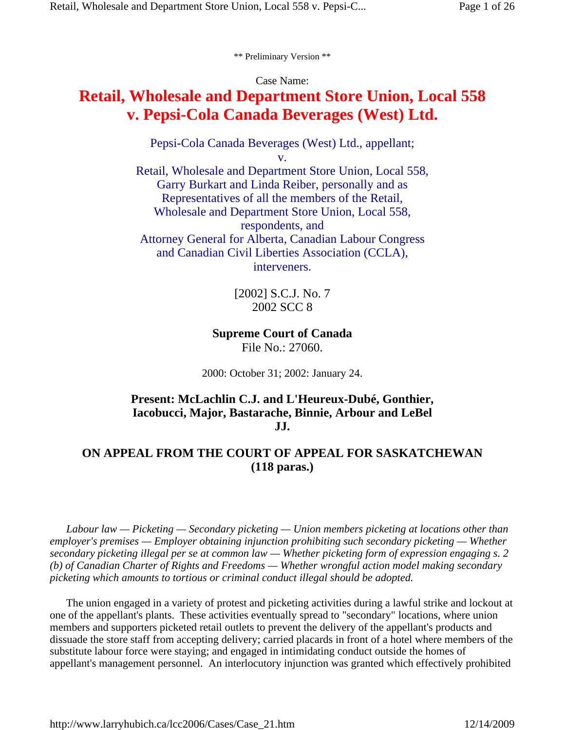** Preliminary Version **

Case Name:

# Retail, Wholesale and Department Store Union, Local 558 v. Pepsi-Cola Canada Beverages (West) Ltd.

Pepsi-Cola Canada Beverages (West) Ltd., appellant;
v.
Retail, Wholesale and Department Store Union, Local 558, Garry Burkart and Linda Reiber, personally and as Representatives of all the members of the Retail, Wholesale and Department Store Union, Local 558, respondents, and
Attorney General for Alberta, Canadian Labour Congress and Canadian Civil Liberties Association (CCLA), interveners.

[2002] S.C.J. No. 7
2002 SCC 8

**Supreme Court of Canada**
File No.: 27060.

2000: October 31; 2002: January 24.

**Present: McLachlin C.J. and L'Heureux-Dubé, Gonthier, Iacobucci, Major, Bastarache, Binnie, Arbour and LeBel JJ.**

**ON APPEAL FROM THE COURT OF APPEAL FOR SASKATCHEWAN (118 paras.)**

*Labour law — Picketing — Secondary picketing — Union members picketing at locations other than employer's premises — Employer obtaining injunction prohibiting such secondary picketing — Whether secondary picketing illegal per se at common law — Whether picketing form of expression engaging s. 2 (b) of Canadian Charter of Rights and Freedoms — Whether wrongful action model making secondary picketing which amounts to tortious or criminal conduct illegal should be adopted.*

The union engaged in a variety of protest and picketing activities during a lawful strike and lockout at one of the appellant's plants. These activities eventually spread to "secondary" locations, where union members and supporters picketed retail outlets to prevent the delivery of the appellant's products and dissuade the store staff from accepting delivery; carried placards in front of a hotel where members of the substitute labour force were staying; and engaged in intimidating conduct outside the homes of appellant's management personnel. An interlocutory injunction was granted which effectively prohibited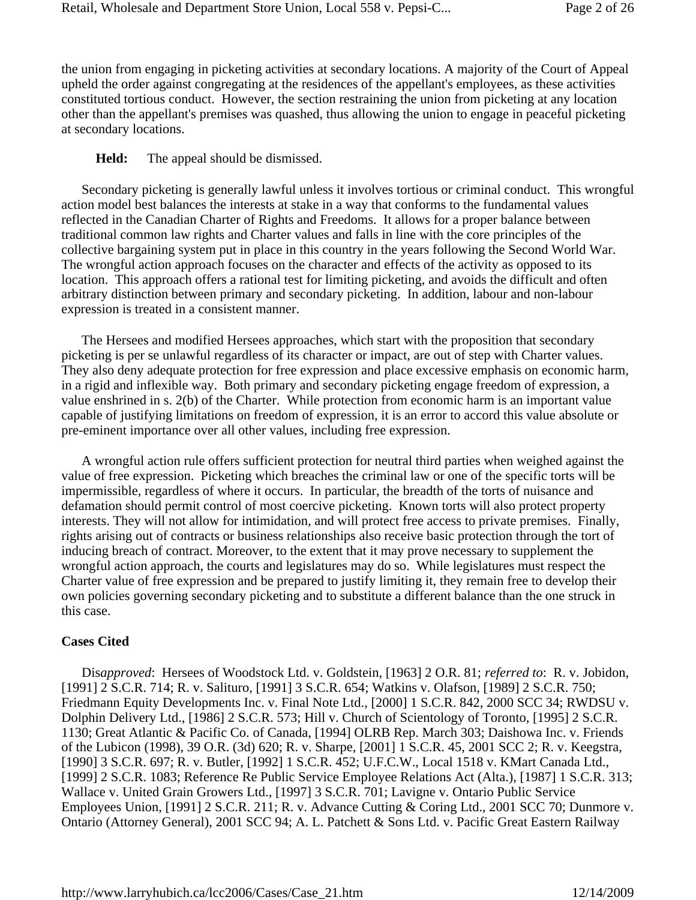the union from engaging in picketing activities at secondary locations. A majority of the Court of Appeal upheld the order against congregating at the residences of the appellant's employees, as these activities constituted tortious conduct. However, the section restraining the union from picketing at any location other than the appellant's premises was quashed, thus allowing the union to engage in peaceful picketing at secondary locations.

**Held:** The appeal should be dismissed.

Secondary picketing is generally lawful unless it involves tortious or criminal conduct. This wrongful action model best balances the interests at stake in a way that conforms to the fundamental values reflected in the Canadian Charter of Rights and Freedoms. It allows for a proper balance between traditional common law rights and Charter values and falls in line with the core principles of the collective bargaining system put in place in this country in the years following the Second World War. The wrongful action approach focuses on the character and effects of the activity as opposed to its location. This approach offers a rational test for limiting picketing, and avoids the difficult and often arbitrary distinction between primary and secondary picketing. In addition, labour and non-labour expression is treated in a consistent manner.

The Hersees and modified Hersees approaches, which start with the proposition that secondary picketing is per se unlawful regardless of its character or impact, are out of step with Charter values. They also deny adequate protection for free expression and place excessive emphasis on economic harm, in a rigid and inflexible way. Both primary and secondary picketing engage freedom of expression, a value enshrined in s. 2(b) of the Charter. While protection from economic harm is an important value capable of justifying limitations on freedom of expression, it is an error to accord this value absolute or pre-eminent importance over all other values, including free expression.

A wrongful action rule offers sufficient protection for neutral third parties when weighed against the value of free expression. Picketing which breaches the criminal law or one of the specific torts will be impermissible, regardless of where it occurs. In particular, the breadth of the torts of nuisance and defamation should permit control of most coercive picketing. Known torts will also protect property interests. They will not allow for intimidation, and will protect free access to private premises. Finally, rights arising out of contracts or business relationships also receive basic protection through the tort of inducing breach of contract. Moreover, to the extent that it may prove necessary to supplement the wrongful action approach, the courts and legislatures may do so. While legislatures must respect the Charter value of free expression and be prepared to justify limiting it, they remain free to develop their own policies governing secondary picketing and to substitute a different balance than the one struck in this case.

**Cases Cited**

Dis*approved*: Hersees of Woodstock Ltd. v. Goldstein, [1963] 2 O.R. 81; *referred to*: R. v. Jobidon, [1991] 2 S.C.R. 714; R. v. Salituro, [1991] 3 S.C.R. 654; Watkins v. Olafson, [1989] 2 S.C.R. 750; Friedmann Equity Developments Inc. v. Final Note Ltd., [2000] 1 S.C.R. 842, 2000 SCC 34; RWDSU v. Dolphin Delivery Ltd., [1986] 2 S.C.R. 573; Hill v. Church of Scientology of Toronto, [1995] 2 S.C.R. 1130; Great Atlantic & Pacific Co. of Canada, [1994] OLRB Rep. March 303; Daishowa Inc. v. Friends of the Lubicon (1998), 39 O.R. (3d) 620; R. v. Sharpe, [2001] 1 S.C.R. 45, 2001 SCC 2; R. v. Keegstra, [1990] 3 S.C.R. 697; R. v. Butler, [1992] 1 S.C.R. 452; U.F.C.W., Local 1518 v. KMart Canada Ltd., [1999] 2 S.C.R. 1083; Reference Re Public Service Employee Relations Act (Alta.), [1987] 1 S.C.R. 313; Wallace v. United Grain Growers Ltd., [1997] 3 S.C.R. 701; Lavigne v. Ontario Public Service Employees Union, [1991] 2 S.C.R. 211; R. v. Advance Cutting & Coring Ltd., 2001 SCC 70; Dunmore v. Ontario (Attorney General), 2001 SCC 94; A. L. Patchett & Sons Ltd. v. Pacific Great Eastern Railway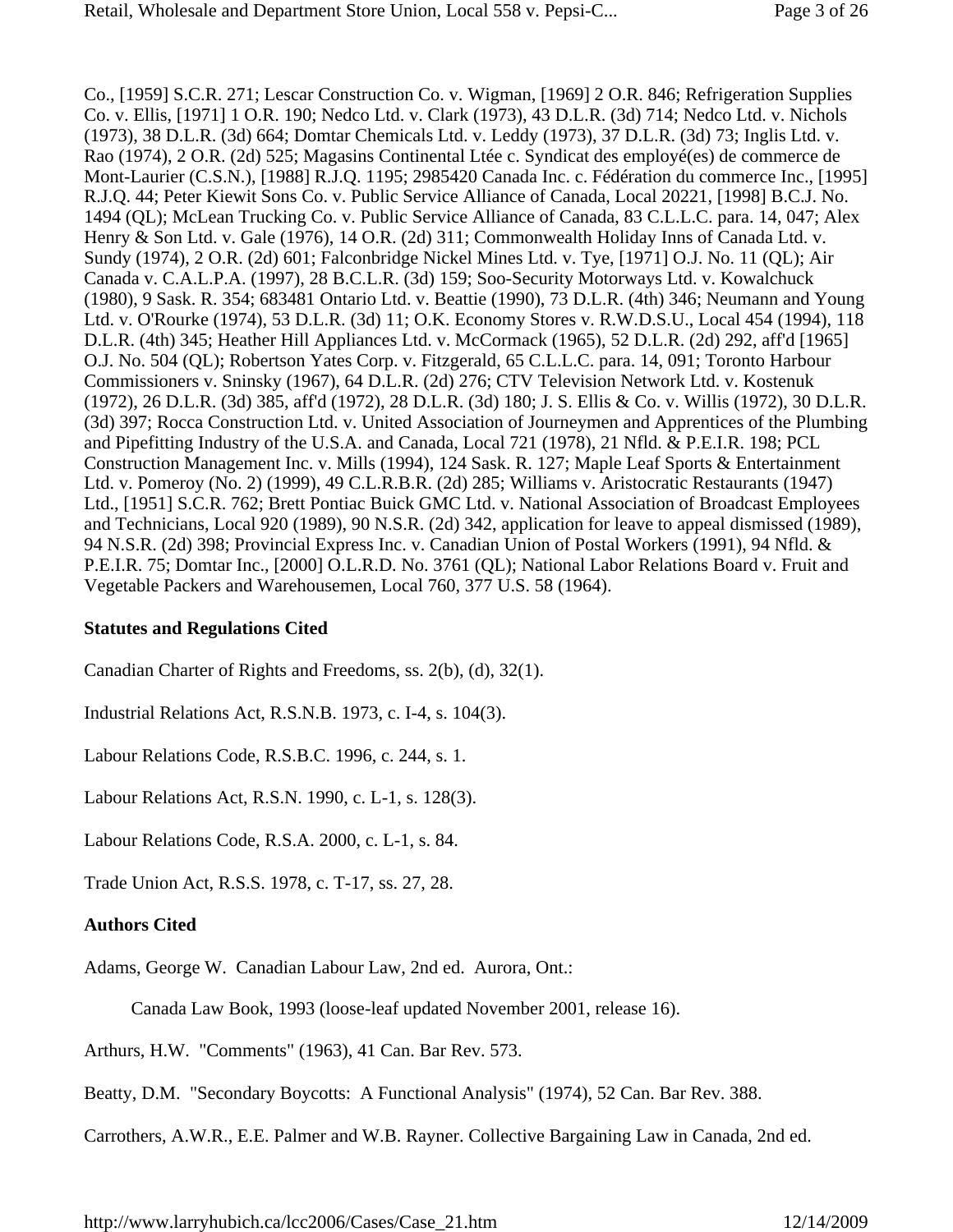Co., [1959] S.C.R. 271; Lescar Construction Co. v. Wigman, [1969] 2 O.R. 846; Refrigeration Supplies Co. v. Ellis, [1971] 1 O.R. 190; Nedco Ltd. v. Clark (1973), 43 D.L.R. (3d) 714; Nedco Ltd. v. Nichols (1973), 38 D.L.R. (3d) 664; Domtar Chemicals Ltd. v. Leddy (1973), 37 D.L.R. (3d) 73; Inglis Ltd. v. Rao (1974), 2 O.R. (2d) 525; Magasins Continental Ltée c. Syndicat des employé(es) de commerce de Mont-Laurier (C.S.N.), [1988] R.J.Q. 1195; 2985420 Canada Inc. c. Fédération du commerce Inc., [1995] R.J.Q. 44; Peter Kiewit Sons Co. v. Public Service Alliance of Canada, Local 20221, [1998] B.C.J. No. 1494 (QL); McLean Trucking Co. v. Public Service Alliance of Canada, 83 C.L.L.C. para. 14, 047; Alex Henry & Son Ltd. v. Gale (1976), 14 O.R. (2d) 311; Commonwealth Holiday Inns of Canada Ltd. v. Sundy (1974), 2 O.R. (2d) 601; Falconbridge Nickel Mines Ltd. v. Tye, [1971] O.J. No. 11 (QL); Air Canada v. C.A.L.P.A. (1997), 28 B.C.L.R. (3d) 159; Soo-Security Motorways Ltd. v. Kowalchuck (1980), 9 Sask. R. 354; 683481 Ontario Ltd. v. Beattie (1990), 73 D.L.R. (4th) 346; Neumann and Young Ltd. v. O'Rourke (1974), 53 D.L.R. (3d) 11; O.K. Economy Stores v. R.W.D.S.U., Local 454 (1994), 118 D.L.R. (4th) 345; Heather Hill Appliances Ltd. v. McCormack (1965), 52 D.L.R. (2d) 292, aff'd [1965] O.J. No. 504 (QL); Robertson Yates Corp. v. Fitzgerald, 65 C.L.L.C. para. 14, 091; Toronto Harbour Commissioners v. Sninsky (1967), 64 D.L.R. (2d) 276; CTV Television Network Ltd. v. Kostenuk (1972), 26 D.L.R. (3d) 385, aff'd (1972), 28 D.L.R. (3d) 180; J. S. Ellis & Co. v. Willis (1972), 30 D.L.R. (3d) 397; Rocca Construction Ltd. v. United Association of Journeymen and Apprentices of the Plumbing and Pipefitting Industry of the U.S.A. and Canada, Local 721 (1978), 21 Nfld. & P.E.I.R. 198; PCL Construction Management Inc. v. Mills (1994), 124 Sask. R. 127; Maple Leaf Sports & Entertainment Ltd. v. Pomeroy (No. 2) (1999), 49 C.L.R.B.R. (2d) 285; Williams v. Aristocratic Restaurants (1947) Ltd., [1951] S.C.R. 762; Brett Pontiac Buick GMC Ltd. v. National Association of Broadcast Employees and Technicians, Local 920 (1989), 90 N.S.R. (2d) 342, application for leave to appeal dismissed (1989), 94 N.S.R. (2d) 398; Provincial Express Inc. v. Canadian Union of Postal Workers (1991), 94 Nfld. & P.E.I.R. 75; Domtar Inc., [2000] O.L.R.D. No. 3761 (QL); National Labor Relations Board v. Fruit and Vegetable Packers and Warehousemen, Local 760, 377 U.S. 58 (1964).

**Statutes and Regulations Cited**

Canadian Charter of Rights and Freedoms, ss. 2(b), (d), 32(1).

Industrial Relations Act, R.S.N.B. 1973, c. I-4, s. 104(3).

Labour Relations Code, R.S.B.C. 1996, c. 244, s. 1.

Labour Relations Act, R.S.N. 1990, c. L-1, s. 128(3).

Labour Relations Code, R.S.A. 2000, c. L-1, s. 84.

Trade Union Act, R.S.S. 1978, c. T-17, ss. 27, 28.

**Authors Cited**

Adams, George W. Canadian Labour Law, 2nd ed. Aurora, Ont.:

Canada Law Book, 1993 (loose-leaf updated November 2001, release 16).

Arthurs, H.W. "Comments" (1963), 41 Can. Bar Rev. 573.

Beatty, D.M. "Secondary Boycotts: A Functional Analysis" (1974), 52 Can. Bar Rev. 388.

Carrothers, A.W.R., E.E. Palmer and W.B. Rayner. Collective Bargaining Law in Canada, 2nd ed.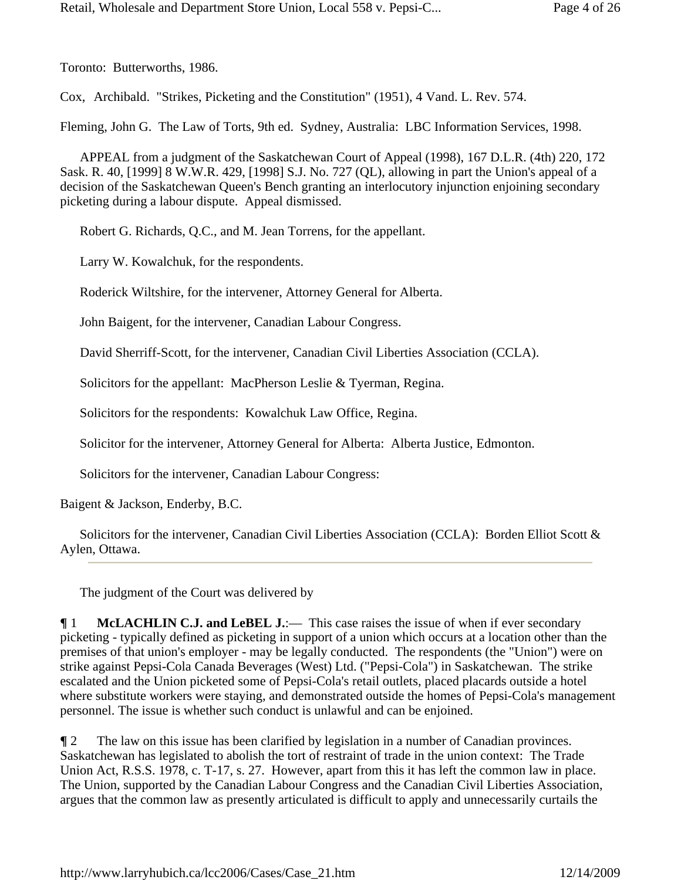Toronto: Butterworths, 1986.

Cox, Archibald. "Strikes, Picketing and the Constitution" (1951), 4 Vand. L. Rev. 574.

Fleming, John G. The Law of Torts, 9th ed. Sydney, Australia: LBC Information Services, 1998.

APPEAL from a judgment of the Saskatchewan Court of Appeal (1998), 167 D.L.R. (4th) 220, 172 Sask. R. 40, [1999] 8 W.W.R. 429, [1998] S.J. No. 727 (QL), allowing in part the Union's appeal of a decision of the Saskatchewan Queen's Bench granting an interlocutory injunction enjoining secondary picketing during a labour dispute. Appeal dismissed.

Robert G. Richards, Q.C., and M. Jean Torrens, for the appellant.

Larry W. Kowalchuk, for the respondents.

Roderick Wiltshire, for the intervener, Attorney General for Alberta.

John Baigent, for the intervener, Canadian Labour Congress.

David Sherriff-Scott, for the intervener, Canadian Civil Liberties Association (CCLA).

Solicitors for the appellant: MacPherson Leslie & Tyerman, Regina.

Solicitors for the respondents: Kowalchuk Law Office, Regina.

Solicitor for the intervener, Attorney General for Alberta: Alberta Justice, Edmonton.

Solicitors for the intervener, Canadian Labour Congress:

Baigent & Jackson, Enderby, B.C.

Solicitors for the intervener, Canadian Civil Liberties Association (CCLA): Borden Elliot Scott & Aylen, Ottawa.

---

The judgment of the Court was delivered by

¶ 1 **McLACHLIN C.J. and LeBEL J.**:— This case raises the issue of when if ever secondary picketing - typically defined as picketing in support of a union which occurs at a location other than the premises of that union's employer - may be legally conducted. The respondents (the "Union") were on strike against Pepsi-Cola Canada Beverages (West) Ltd. ("Pepsi-Cola") in Saskatchewan. The strike escalated and the Union picketed some of Pepsi-Cola's retail outlets, placed placards outside a hotel where substitute workers were staying, and demonstrated outside the homes of Pepsi-Cola's management personnel. The issue is whether such conduct is unlawful and can be enjoined.

¶ 2 The law on this issue has been clarified by legislation in a number of Canadian provinces. Saskatchewan has legislated to abolish the tort of restraint of trade in the union context: The Trade Union Act, R.S.S. 1978, c. T-17, s. 27. However, apart from this it has left the common law in place. The Union, supported by the Canadian Labour Congress and the Canadian Civil Liberties Association, argues that the common law as presently articulated is difficult to apply and unnecessarily curtails the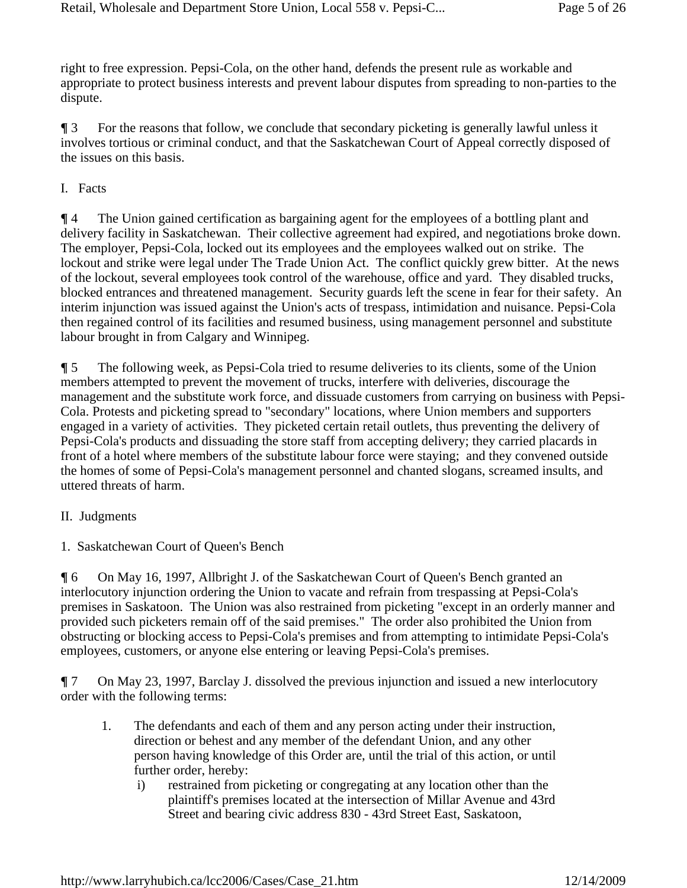right to free expression. Pepsi-Cola, on the other hand, defends the present rule as workable and appropriate to protect business interests and prevent labour disputes from spreading to non-parties to the dispute.

¶ 3 For the reasons that follow, we conclude that secondary picketing is generally lawful unless it involves tortious or criminal conduct, and that the Saskatchewan Court of Appeal correctly disposed of the issues on this basis.

## I. Facts

¶ 4 The Union gained certification as bargaining agent for the employees of a bottling plant and delivery facility in Saskatchewan. Their collective agreement had expired, and negotiations broke down. The employer, Pepsi-Cola, locked out its employees and the employees walked out on strike. The lockout and strike were legal under The Trade Union Act. The conflict quickly grew bitter. At the news of the lockout, several employees took control of the warehouse, office and yard. They disabled trucks, blocked entrances and threatened management. Security guards left the scene in fear for their safety. An interim injunction was issued against the Union's acts of trespass, intimidation and nuisance. Pepsi-Cola then regained control of its facilities and resumed business, using management personnel and substitute labour brought in from Calgary and Winnipeg.

¶ 5 The following week, as Pepsi-Cola tried to resume deliveries to its clients, some of the Union members attempted to prevent the movement of trucks, interfere with deliveries, discourage the management and the substitute work force, and dissuade customers from carrying on business with Pepsi-Cola. Protests and picketing spread to "secondary" locations, where Union members and supporters engaged in a variety of activities. They picketed certain retail outlets, thus preventing the delivery of Pepsi-Cola's products and dissuading the store staff from accepting delivery; they carried placards in front of a hotel where members of the substitute labour force were staying; and they convened outside the homes of some of Pepsi-Cola's management personnel and chanted slogans, screamed insults, and uttered threats of harm.

## II. Judgments

### 1. Saskatchewan Court of Queen's Bench

¶ 6 On May 16, 1997, Allbright J. of the Saskatchewan Court of Queen's Bench granted an interlocutory injunction ordering the Union to vacate and refrain from trespassing at Pepsi-Cola's premises in Saskatoon. The Union was also restrained from picketing "except in an orderly manner and provided such picketers remain off of the said premises." The order also prohibited the Union from obstructing or blocking access to Pepsi-Cola's premises and from attempting to intimidate Pepsi-Cola's employees, customers, or anyone else entering or leaving Pepsi-Cola's premises.

¶ 7 On May 23, 1997, Barclay J. dissolved the previous injunction and issued a new interlocutory order with the following terms:

> 1. The defendants and each of them and any person acting under their instruction, direction or behest and any member of the defendant Union, and any other person having knowledge of this Order are, until the trial of this action, or until further order, hereby:
>    i) restrained from picketing or congregating at any location other than the plaintiff's premises located at the intersection of Millar Avenue and 43rd Street and bearing civic address 830 - 43rd Street East, Saskatoon,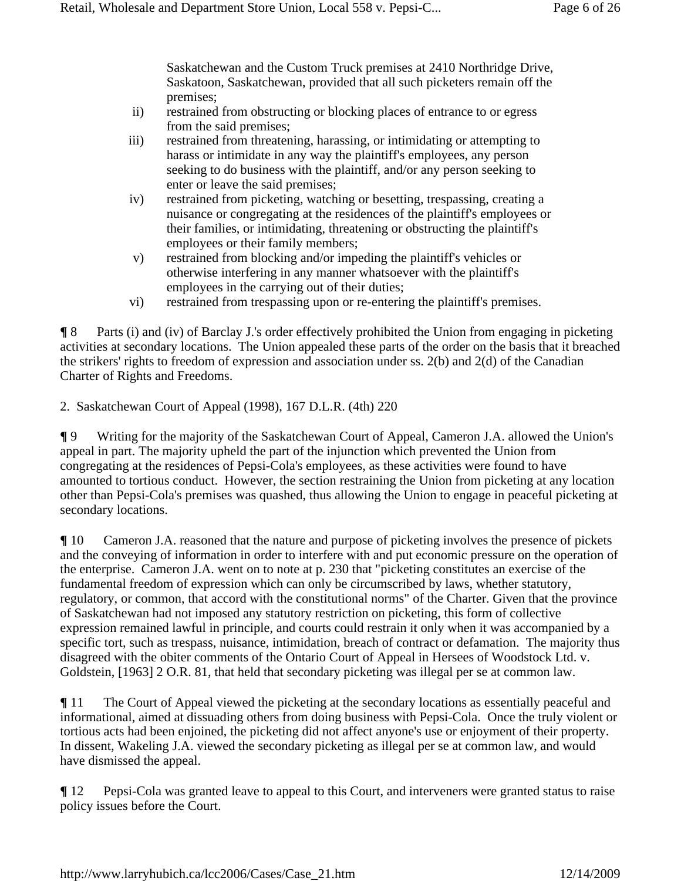Saskatchewan and the Custom Truck premises at 2410 Northridge Drive, Saskatoon, Saskatchewan, provided that all such picketers remain off the premises;

ii) restrained from obstructing or blocking places of entrance to or egress from the said premises;

iii) restrained from threatening, harassing, or intimidating or attempting to harass or intimidate in any way the plaintiff's employees, any person seeking to do business with the plaintiff, and/or any person seeking to enter or leave the said premises;

iv) restrained from picketing, watching or besetting, trespassing, creating a nuisance or congregating at the residences of the plaintiff's employees or their families, or intimidating, threatening or obstructing the plaintiff's employees or their family members;

v) restrained from blocking and/or impeding the plaintiff's vehicles or otherwise interfering in any manner whatsoever with the plaintiff's employees in the carrying out of their duties;

vi) restrained from trespassing upon or re-entering the plaintiff's premises.

¶ 8 Parts (i) and (iv) of Barclay J.'s order effectively prohibited the Union from engaging in picketing activities at secondary locations. The Union appealed these parts of the order on the basis that it breached the strikers' rights to freedom of expression and association under ss. 2(b) and 2(d) of the Canadian Charter of Rights and Freedoms.

2. Saskatchewan Court of Appeal (1998), 167 D.L.R. (4th) 220

¶ 9 Writing for the majority of the Saskatchewan Court of Appeal, Cameron J.A. allowed the Union's appeal in part. The majority upheld the part of the injunction which prevented the Union from congregating at the residences of Pepsi-Cola's employees, as these activities were found to have amounted to tortious conduct. However, the section restraining the Union from picketing at any location other than Pepsi-Cola's premises was quashed, thus allowing the Union to engage in peaceful picketing at secondary locations.

¶ 10 Cameron J.A. reasoned that the nature and purpose of picketing involves the presence of pickets and the conveying of information in order to interfere with and put economic pressure on the operation of the enterprise. Cameron J.A. went on to note at p. 230 that "picketing constitutes an exercise of the fundamental freedom of expression which can only be circumscribed by laws, whether statutory, regulatory, or common, that accord with the constitutional norms" of the Charter. Given that the province of Saskatchewan had not imposed any statutory restriction on picketing, this form of collective expression remained lawful in principle, and courts could restrain it only when it was accompanied by a specific tort, such as trespass, nuisance, intimidation, breach of contract or defamation. The majority thus disagreed with the obiter comments of the Ontario Court of Appeal in Hersees of Woodstock Ltd. v. Goldstein, [1963] 2 O.R. 81, that held that secondary picketing was illegal per se at common law.

¶ 11 The Court of Appeal viewed the picketing at the secondary locations as essentially peaceful and informational, aimed at dissuading others from doing business with Pepsi-Cola. Once the truly violent or tortious acts had been enjoined, the picketing did not affect anyone's use or enjoyment of their property. In dissent, Wakeling J.A. viewed the secondary picketing as illegal per se at common law, and would have dismissed the appeal.

¶ 12 Pepsi-Cola was granted leave to appeal to this Court, and interveners were granted status to raise policy issues before the Court.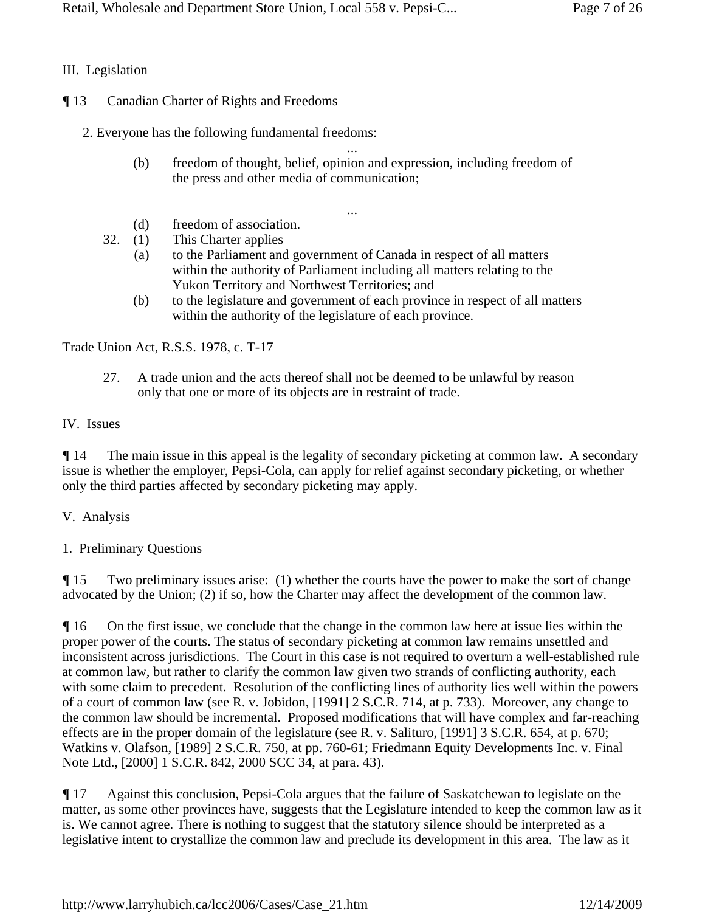## III. Legislation

¶ 13 Canadian Charter of Rights and Freedoms

2. Everyone has the following fundamental freedoms:

...

(b) freedom of thought, belief, opinion and expression, including freedom of the press and other media of communication;

...

(d) freedom of association.

32. (1) This Charter applies

(a) to the Parliament and government of Canada in respect of all matters within the authority of Parliament including all matters relating to the Yukon Territory and Northwest Territories; and

(b) to the legislature and government of each province in respect of all matters within the authority of the legislature of each province.

Trade Union Act, R.S.S. 1978, c. T-17

27. A trade union and the acts thereof shall not be deemed to be unlawful by reason only that one or more of its objects are in restraint of trade.

## IV. Issues

¶ 14 The main issue in this appeal is the legality of secondary picketing at common law. A secondary issue is whether the employer, Pepsi-Cola, can apply for relief against secondary picketing, or whether only the third parties affected by secondary picketing may apply.

## V. Analysis

### 1. Preliminary Questions

¶ 15 Two preliminary issues arise: (1) whether the courts have the power to make the sort of change advocated by the Union; (2) if so, how the Charter may affect the development of the common law.

¶ 16 On the first issue, we conclude that the change in the common law here at issue lies within the proper power of the courts. The status of secondary picketing at common law remains unsettled and inconsistent across jurisdictions. The Court in this case is not required to overturn a well-established rule at common law, but rather to clarify the common law given two strands of conflicting authority, each with some claim to precedent. Resolution of the conflicting lines of authority lies well within the powers of a court of common law (see R. v. Jobidon, [1991] 2 S.C.R. 714, at p. 733). Moreover, any change to the common law should be incremental. Proposed modifications that will have complex and far-reaching effects are in the proper domain of the legislature (see R. v. Salituro, [1991] 3 S.C.R. 654, at p. 670; Watkins v. Olafson, [1989] 2 S.C.R. 750, at pp. 760-61; Friedmann Equity Developments Inc. v. Final Note Ltd., [2000] 1 S.C.R. 842, 2000 SCC 34, at para. 43).

¶ 17 Against this conclusion, Pepsi-Cola argues that the failure of Saskatchewan to legislate on the matter, as some other provinces have, suggests that the Legislature intended to keep the common law as it is. We cannot agree. There is nothing to suggest that the statutory silence should be interpreted as a legislative intent to crystallize the common law and preclude its development in this area. The law as it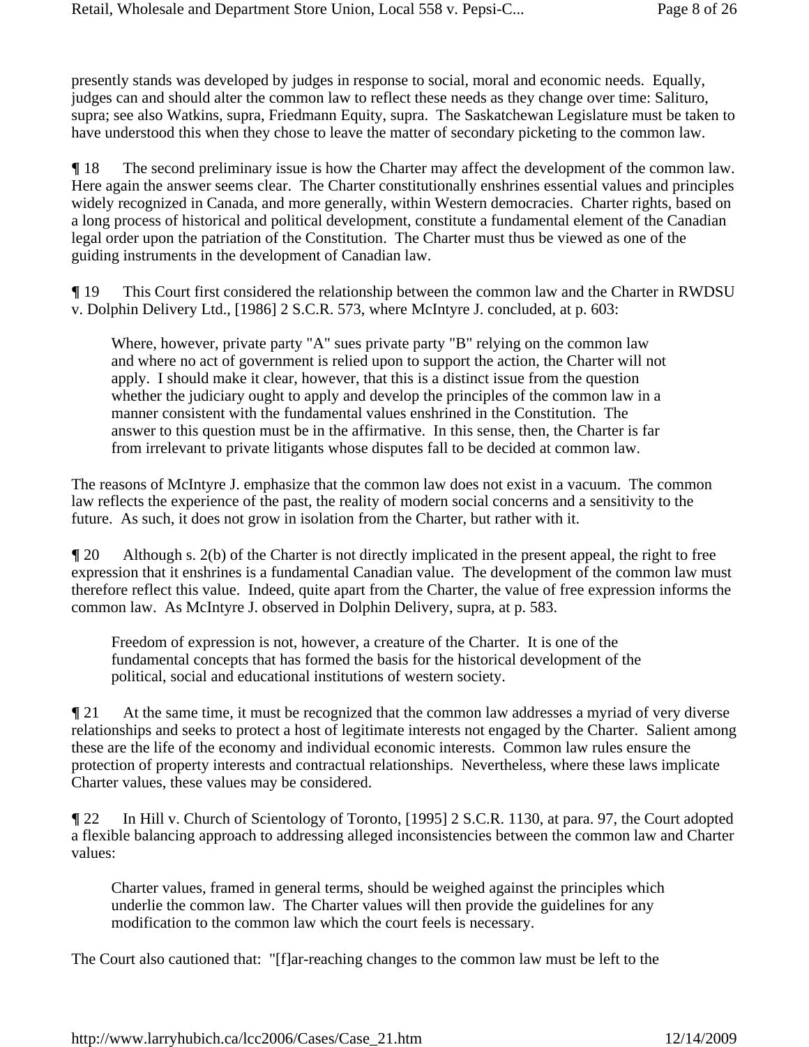presently stands was developed by judges in response to social, moral and economic needs. Equally, judges can and should alter the common law to reflect these needs as they change over time: Salituro, supra; see also Watkins, supra, Friedmann Equity, supra. The Saskatchewan Legislature must be taken to have understood this when they chose to leave the matter of secondary picketing to the common law.

¶ 18 The second preliminary issue is how the Charter may affect the development of the common law. Here again the answer seems clear. The Charter constitutionally enshrines essential values and principles widely recognized in Canada, and more generally, within Western democracies. Charter rights, based on a long process of historical and political development, constitute a fundamental element of the Canadian legal order upon the patriation of the Constitution. The Charter must thus be viewed as one of the guiding instruments in the development of Canadian law.

¶ 19 This Court first considered the relationship between the common law and the Charter in RWDSU v. Dolphin Delivery Ltd., [1986] 2 S.C.R. 573, where McIntyre J. concluded, at p. 603:

> Where, however, private party "A" sues private party "B" relying on the common law and where no act of government is relied upon to support the action, the Charter will not apply. I should make it clear, however, that this is a distinct issue from the question whether the judiciary ought to apply and develop the principles of the common law in a manner consistent with the fundamental values enshrined in the Constitution. The answer to this question must be in the affirmative. In this sense, then, the Charter is far from irrelevant to private litigants whose disputes fall to be decided at common law.

The reasons of McIntyre J. emphasize that the common law does not exist in a vacuum. The common law reflects the experience of the past, the reality of modern social concerns and a sensitivity to the future. As such, it does not grow in isolation from the Charter, but rather with it.

¶ 20 Although s. 2(b) of the Charter is not directly implicated in the present appeal, the right to free expression that it enshrines is a fundamental Canadian value. The development of the common law must therefore reflect this value. Indeed, quite apart from the Charter, the value of free expression informs the common law. As McIntyre J. observed in Dolphin Delivery, supra, at p. 583.

> Freedom of expression is not, however, a creature of the Charter. It is one of the fundamental concepts that has formed the basis for the historical development of the political, social and educational institutions of western society.

¶ 21 At the same time, it must be recognized that the common law addresses a myriad of very diverse relationships and seeks to protect a host of legitimate interests not engaged by the Charter. Salient among these are the life of the economy and individual economic interests. Common law rules ensure the protection of property interests and contractual relationships. Nevertheless, where these laws implicate Charter values, these values may be considered.

¶ 22 In Hill v. Church of Scientology of Toronto, [1995] 2 S.C.R. 1130, at para. 97, the Court adopted a flexible balancing approach to addressing alleged inconsistencies between the common law and Charter values:

> Charter values, framed in general terms, should be weighed against the principles which underlie the common law. The Charter values will then provide the guidelines for any modification to the common law which the court feels is necessary.

The Court also cautioned that: "[f]ar-reaching changes to the common law must be left to the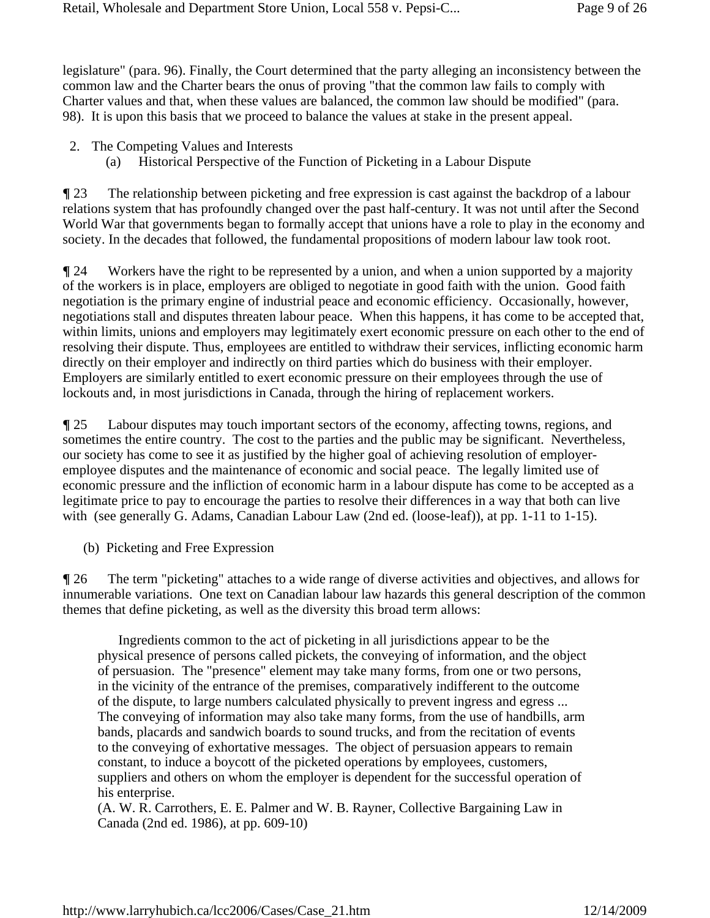legislature" (para. 96). Finally, the Court determined that the party alleging an inconsistency between the common law and the Charter bears the onus of proving "that the common law fails to comply with Charter values and that, when these values are balanced, the common law should be modified" (para. 98). It is upon this basis that we proceed to balance the values at stake in the present appeal.

2. The Competing Values and Interests
   (a) Historical Perspective of the Function of Picketing in a Labour Dispute

¶ 23 The relationship between picketing and free expression is cast against the backdrop of a labour relations system that has profoundly changed over the past half-century. It was not until after the Second World War that governments began to formally accept that unions have a role to play in the economy and society. In the decades that followed, the fundamental propositions of modern labour law took root.

¶ 24 Workers have the right to be represented by a union, and when a union supported by a majority of the workers is in place, employers are obliged to negotiate in good faith with the union. Good faith negotiation is the primary engine of industrial peace and economic efficiency. Occasionally, however, negotiations stall and disputes threaten labour peace. When this happens, it has come to be accepted that, within limits, unions and employers may legitimately exert economic pressure on each other to the end of resolving their dispute. Thus, employees are entitled to withdraw their services, inflicting economic harm directly on their employer and indirectly on third parties which do business with their employer. Employers are similarly entitled to exert economic pressure on their employees through the use of lockouts and, in most jurisdictions in Canada, through the hiring of replacement workers.

¶ 25 Labour disputes may touch important sectors of the economy, affecting towns, regions, and sometimes the entire country. The cost to the parties and the public may be significant. Nevertheless, our society has come to see it as justified by the higher goal of achieving resolution of employer-employee disputes and the maintenance of economic and social peace. The legally limited use of economic pressure and the infliction of economic harm in a labour dispute has come to be accepted as a legitimate price to pay to encourage the parties to resolve their differences in a way that both can live with (see generally G. Adams, Canadian Labour Law (2nd ed. (loose-leaf)), at pp. 1-11 to 1-15).

(b) Picketing and Free Expression

¶ 26 The term "picketing" attaches to a wide range of diverse activities and objectives, and allows for innumerable variations. One text on Canadian labour law hazards this general description of the common themes that define picketing, as well as the diversity this broad term allows:

> Ingredients common to the act of picketing in all jurisdictions appear to be the physical presence of persons called pickets, the conveying of information, and the object of persuasion. The "presence" element may take many forms, from one or two persons, in the vicinity of the entrance of the premises, comparatively indifferent to the outcome of the dispute, to large numbers calculated physically to prevent ingress and egress ... The conveying of information may also take many forms, from the use of handbills, arm bands, placards and sandwich boards to sound trucks, and from the recitation of events to the conveying of exhortative messages. The object of persuasion appears to remain constant, to induce a boycott of the picketed operations by employees, customers, suppliers and others on whom the employer is dependent for the successful operation of his enterprise.
>
> (A. W. R. Carrothers, E. E. Palmer and W. B. Rayner, Collective Bargaining Law in Canada (2nd ed. 1986), at pp. 609-10)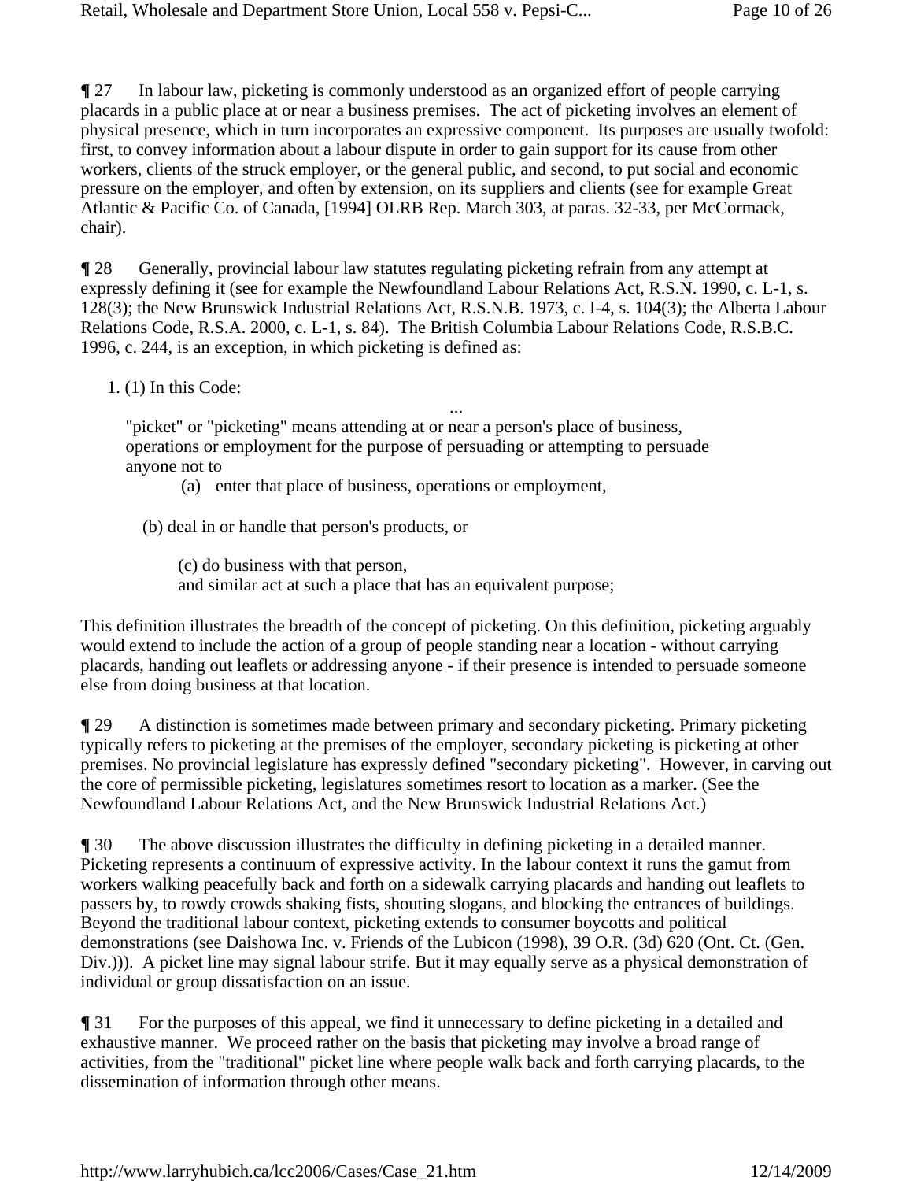¶ 27 In labour law, picketing is commonly understood as an organized effort of people carrying placards in a public place at or near a business premises. The act of picketing involves an element of physical presence, which in turn incorporates an expressive component. Its purposes are usually twofold: first, to convey information about a labour dispute in order to gain support for its cause from other workers, clients of the struck employer, or the general public, and second, to put social and economic pressure on the employer, and often by extension, on its suppliers and clients (see for example Great Atlantic & Pacific Co. of Canada, [1994] OLRB Rep. March 303, at paras. 32-33, per McCormack, chair).

¶ 28 Generally, provincial labour law statutes regulating picketing refrain from any attempt at expressly defining it (see for example the Newfoundland Labour Relations Act, R.S.N. 1990, c. L-1, s. 128(3); the New Brunswick Industrial Relations Act, R.S.N.B. 1973, c. I-4, s. 104(3); the Alberta Labour Relations Code, R.S.A. 2000, c. L-1, s. 84). The British Columbia Labour Relations Code, R.S.B.C. 1996, c. 244, is an exception, in which picketing is defined as:

1. (1) In this Code:

...

"picket" or "picketing" means attending at or near a person's place of business, operations or employment for the purpose of persuading or attempting to persuade anyone not to

(a) enter that place of business, operations or employment,

(b) deal in or handle that person's products, or

(c) do business with that person,
and similar act at such a place that has an equivalent purpose;

This definition illustrates the breadth of the concept of picketing. On this definition, picketing arguably would extend to include the action of a group of people standing near a location - without carrying placards, handing out leaflets or addressing anyone - if their presence is intended to persuade someone else from doing business at that location.

¶ 29 A distinction is sometimes made between primary and secondary picketing. Primary picketing typically refers to picketing at the premises of the employer, secondary picketing is picketing at other premises. No provincial legislature has expressly defined "secondary picketing". However, in carving out the core of permissible picketing, legislatures sometimes resort to location as a marker. (See the Newfoundland Labour Relations Act, and the New Brunswick Industrial Relations Act.)

¶ 30 The above discussion illustrates the difficulty in defining picketing in a detailed manner. Picketing represents a continuum of expressive activity. In the labour context it runs the gamut from workers walking peacefully back and forth on a sidewalk carrying placards and handing out leaflets to passers by, to rowdy crowds shaking fists, shouting slogans, and blocking the entrances of buildings. Beyond the traditional labour context, picketing extends to consumer boycotts and political demonstrations (see Daishowa Inc. v. Friends of the Lubicon (1998), 39 O.R. (3d) 620 (Ont. Ct. (Gen. Div.))). A picket line may signal labour strife. But it may equally serve as a physical demonstration of individual or group dissatisfaction on an issue.

¶ 31 For the purposes of this appeal, we find it unnecessary to define picketing in a detailed and exhaustive manner. We proceed rather on the basis that picketing may involve a broad range of activities, from the "traditional" picket line where people walk back and forth carrying placards, to the dissemination of information through other means.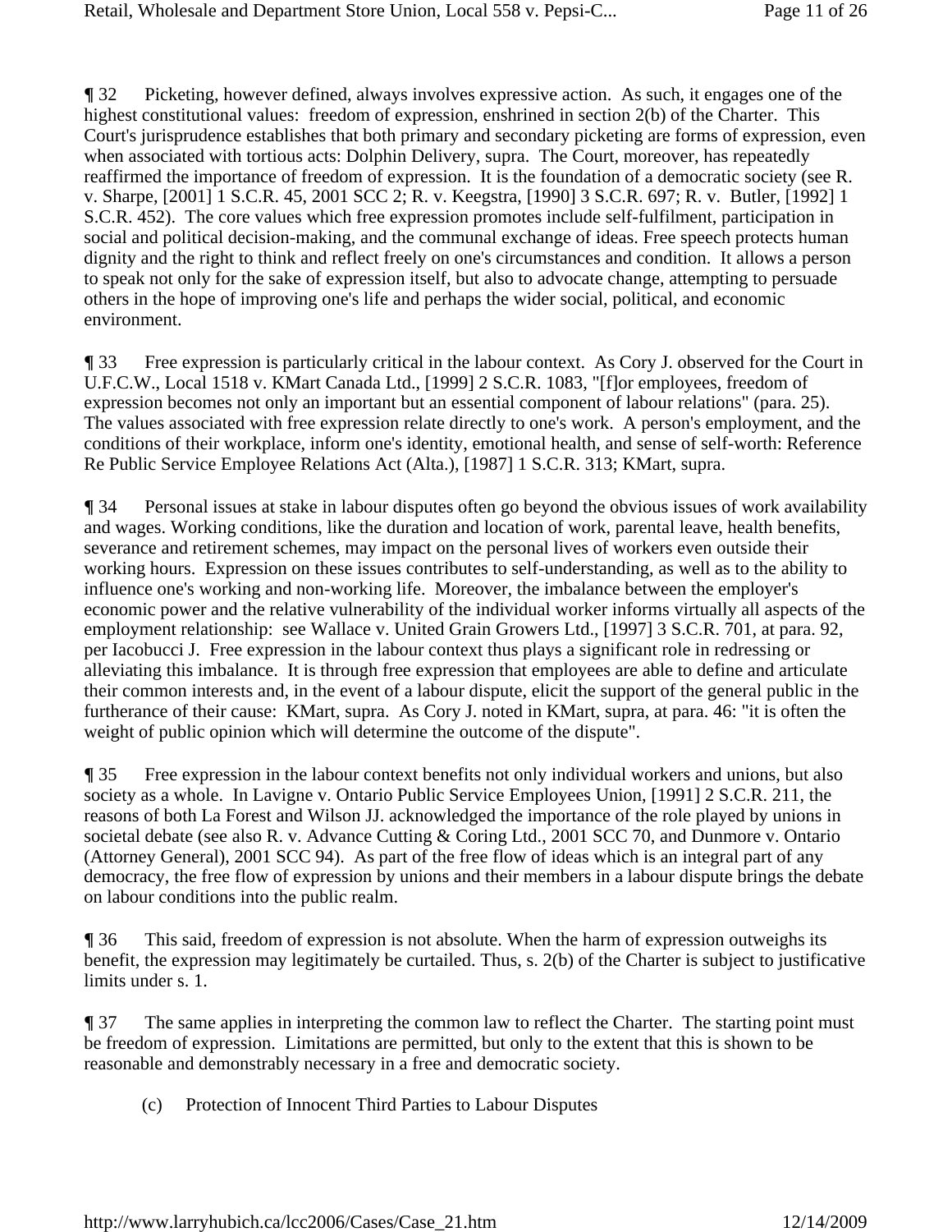¶ 32 Picketing, however defined, always involves expressive action. As such, it engages one of the highest constitutional values: freedom of expression, enshrined in section 2(b) of the Charter. This Court's jurisprudence establishes that both primary and secondary picketing are forms of expression, even when associated with tortious acts: Dolphin Delivery, supra. The Court, moreover, has repeatedly reaffirmed the importance of freedom of expression. It is the foundation of a democratic society (see R. v. Sharpe, [2001] 1 S.C.R. 45, 2001 SCC 2; R. v. Keegstra, [1990] 3 S.C.R. 697; R. v. Butler, [1992] 1 S.C.R. 452). The core values which free expression promotes include self-fulfilment, participation in social and political decision-making, and the communal exchange of ideas. Free speech protects human dignity and the right to think and reflect freely on one's circumstances and condition. It allows a person to speak not only for the sake of expression itself, but also to advocate change, attempting to persuade others in the hope of improving one's life and perhaps the wider social, political, and economic environment.

¶ 33 Free expression is particularly critical in the labour context. As Cory J. observed for the Court in U.F.C.W., Local 1518 v. KMart Canada Ltd., [1999] 2 S.C.R. 1083, "[f]or employees, freedom of expression becomes not only an important but an essential component of labour relations" (para. 25). The values associated with free expression relate directly to one's work. A person's employment, and the conditions of their workplace, inform one's identity, emotional health, and sense of self-worth: Reference Re Public Service Employee Relations Act (Alta.), [1987] 1 S.C.R. 313; KMart, supra.

¶ 34 Personal issues at stake in labour disputes often go beyond the obvious issues of work availability and wages. Working conditions, like the duration and location of work, parental leave, health benefits, severance and retirement schemes, may impact on the personal lives of workers even outside their working hours. Expression on these issues contributes to self-understanding, as well as to the ability to influence one's working and non-working life. Moreover, the imbalance between the employer's economic power and the relative vulnerability of the individual worker informs virtually all aspects of the employment relationship: see Wallace v. United Grain Growers Ltd., [1997] 3 S.C.R. 701, at para. 92, per Iacobucci J. Free expression in the labour context thus plays a significant role in redressing or alleviating this imbalance. It is through free expression that employees are able to define and articulate their common interests and, in the event of a labour dispute, elicit the support of the general public in the furtherance of their cause: KMart, supra. As Cory J. noted in KMart, supra, at para. 46: "it is often the weight of public opinion which will determine the outcome of the dispute".

¶ 35 Free expression in the labour context benefits not only individual workers and unions, but also society as a whole. In Lavigne v. Ontario Public Service Employees Union, [1991] 2 S.C.R. 211, the reasons of both La Forest and Wilson JJ. acknowledged the importance of the role played by unions in societal debate (see also R. v. Advance Cutting & Coring Ltd., 2001 SCC 70, and Dunmore v. Ontario (Attorney General), 2001 SCC 94). As part of the free flow of ideas which is an integral part of any democracy, the free flow of expression by unions and their members in a labour dispute brings the debate on labour conditions into the public realm.

¶ 36 This said, freedom of expression is not absolute. When the harm of expression outweighs its benefit, the expression may legitimately be curtailed. Thus, s. 2(b) of the Charter is subject to justificative limits under s. 1.

¶ 37 The same applies in interpreting the common law to reflect the Charter. The starting point must be freedom of expression. Limitations are permitted, but only to the extent that this is shown to be reasonable and demonstrably necessary in a free and democratic society.

(c) Protection of Innocent Third Parties to Labour Disputes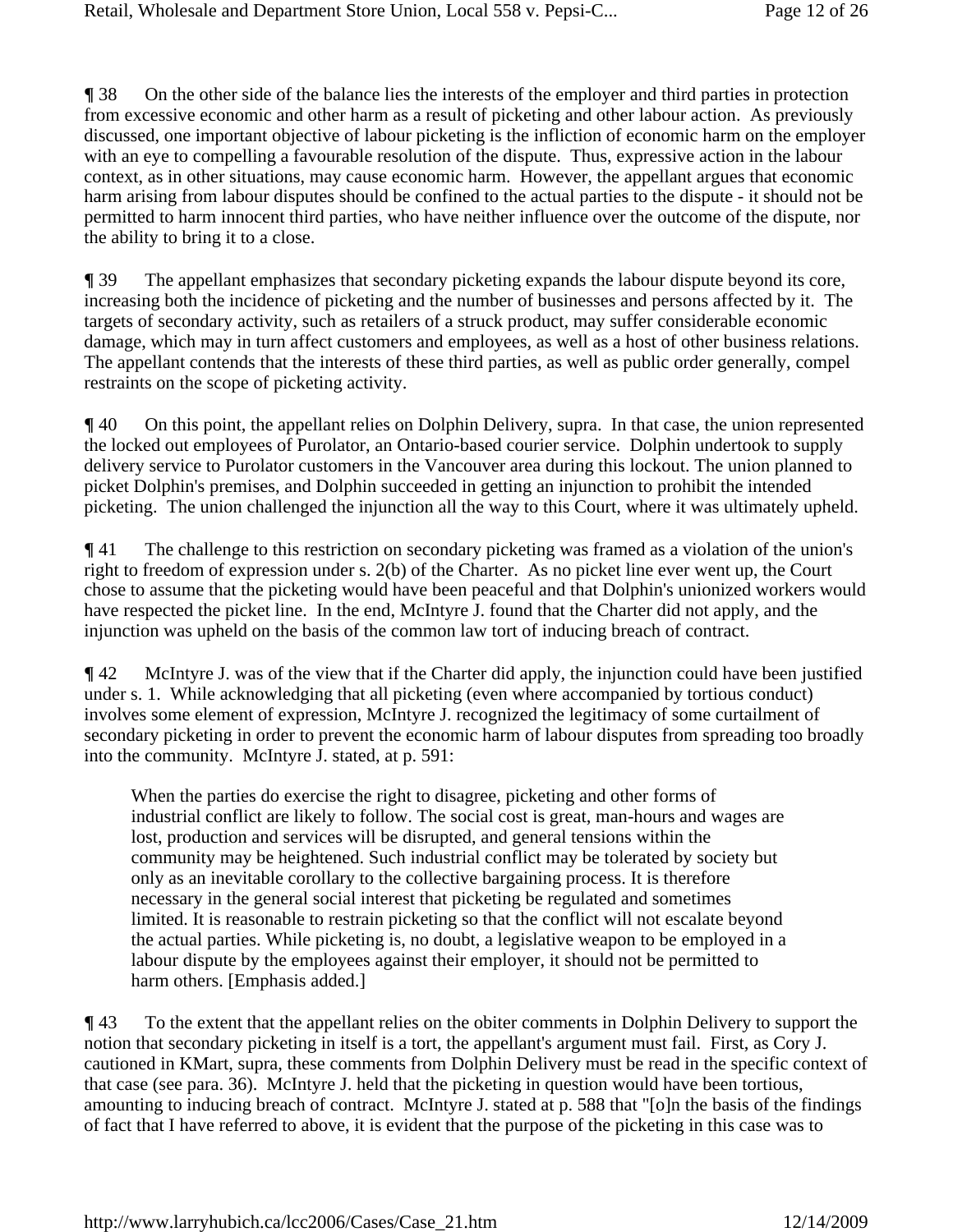¶ 38 On the other side of the balance lies the interests of the employer and third parties in protection from excessive economic and other harm as a result of picketing and other labour action. As previously discussed, one important objective of labour picketing is the infliction of economic harm on the employer with an eye to compelling a favourable resolution of the dispute. Thus, expressive action in the labour context, as in other situations, may cause economic harm. However, the appellant argues that economic harm arising from labour disputes should be confined to the actual parties to the dispute - it should not be permitted to harm innocent third parties, who have neither influence over the outcome of the dispute, nor the ability to bring it to a close.

¶ 39 The appellant emphasizes that secondary picketing expands the labour dispute beyond its core, increasing both the incidence of picketing and the number of businesses and persons affected by it. The targets of secondary activity, such as retailers of a struck product, may suffer considerable economic damage, which may in turn affect customers and employees, as well as a host of other business relations. The appellant contends that the interests of these third parties, as well as public order generally, compel restraints on the scope of picketing activity.

¶ 40 On this point, the appellant relies on Dolphin Delivery, supra. In that case, the union represented the locked out employees of Purolator, an Ontario-based courier service. Dolphin undertook to supply delivery service to Purolator customers in the Vancouver area during this lockout. The union planned to picket Dolphin's premises, and Dolphin succeeded in getting an injunction to prohibit the intended picketing. The union challenged the injunction all the way to this Court, where it was ultimately upheld.

¶ 41 The challenge to this restriction on secondary picketing was framed as a violation of the union's right to freedom of expression under s. 2(b) of the Charter. As no picket line ever went up, the Court chose to assume that the picketing would have been peaceful and that Dolphin's unionized workers would have respected the picket line. In the end, McIntyre J. found that the Charter did not apply, and the injunction was upheld on the basis of the common law tort of inducing breach of contract.

¶ 42 McIntyre J. was of the view that if the Charter did apply, the injunction could have been justified under s. 1. While acknowledging that all picketing (even where accompanied by tortious conduct) involves some element of expression, McIntyre J. recognized the legitimacy of some curtailment of secondary picketing in order to prevent the economic harm of labour disputes from spreading too broadly into the community. McIntyre J. stated, at p. 591:

> When the parties do exercise the right to disagree, picketing and other forms of industrial conflict are likely to follow. The social cost is great, man-hours and wages are lost, production and services will be disrupted, and general tensions within the community may be heightened. Such industrial conflict may be tolerated by society but only as an inevitable corollary to the collective bargaining process. It is therefore necessary in the general social interest that picketing be regulated and sometimes limited. It is reasonable to restrain picketing so that the conflict will not escalate beyond the actual parties. While picketing is, no doubt, a legislative weapon to be employed in a labour dispute by the employees against their employer, it should not be permitted to harm others. [Emphasis added.]

¶ 43 To the extent that the appellant relies on the obiter comments in Dolphin Delivery to support the notion that secondary picketing in itself is a tort, the appellant's argument must fail. First, as Cory J. cautioned in KMart, supra, these comments from Dolphin Delivery must be read in the specific context of that case (see para. 36). McIntyre J. held that the picketing in question would have been tortious, amounting to inducing breach of contract. McIntyre J. stated at p. 588 that "[o]n the basis of the findings of fact that I have referred to above, it is evident that the purpose of the picketing in this case was to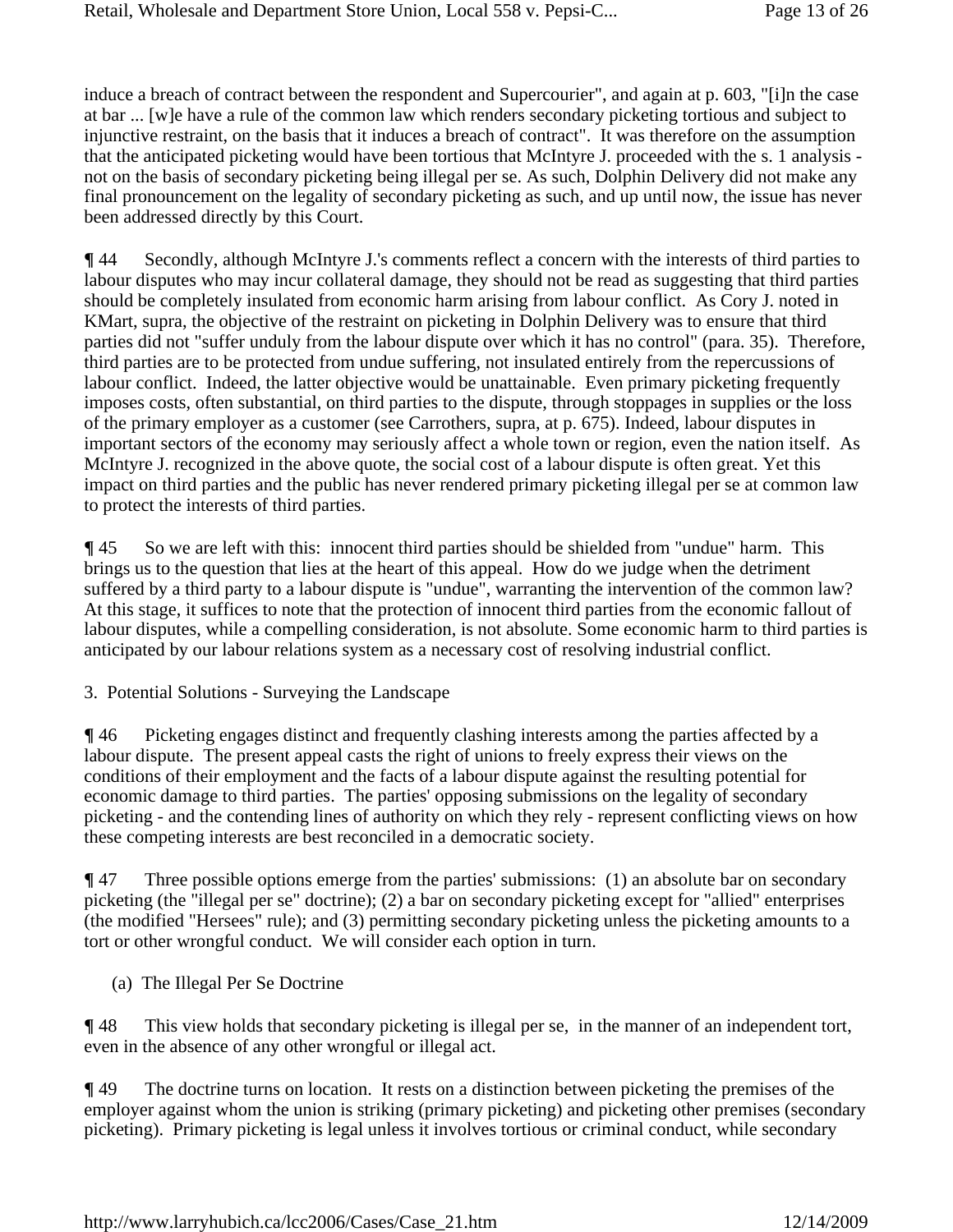induce a breach of contract between the respondent and Supercourier", and again at p. 603, "[i]n the case at bar ... [w]e have a rule of the common law which renders secondary picketing tortious and subject to injunctive restraint, on the basis that it induces a breach of contract". It was therefore on the assumption that the anticipated picketing would have been tortious that McIntyre J. proceeded with the s. 1 analysis - not on the basis of secondary picketing being illegal per se. As such, Dolphin Delivery did not make any final pronouncement on the legality of secondary picketing as such, and up until now, the issue has never been addressed directly by this Court.

**¶ 44** Secondly, although McIntyre J.'s comments reflect a concern with the interests of third parties to labour disputes who may incur collateral damage, they should not be read as suggesting that third parties should be completely insulated from economic harm arising from labour conflict. As Cory J. noted in KMart, supra, the objective of the restraint on picketing in Dolphin Delivery was to ensure that third parties did not "suffer unduly from the labour dispute over which it has no control" (para. 35). Therefore, third parties are to be protected from undue suffering, not insulated entirely from the repercussions of labour conflict. Indeed, the latter objective would be unattainable. Even primary picketing frequently imposes costs, often substantial, on third parties to the dispute, through stoppages in supplies or the loss of the primary employer as a customer (see Carrothers, supra, at p. 675). Indeed, labour disputes in important sectors of the economy may seriously affect a whole town or region, even the nation itself. As McIntyre J. recognized in the above quote, the social cost of a labour dispute is often great. Yet this impact on third parties and the public has never rendered primary picketing illegal per se at common law to protect the interests of third parties.

**¶ 45** So we are left with this: innocent third parties should be shielded from "undue" harm. This brings us to the question that lies at the heart of this appeal. How do we judge when the detriment suffered by a third party to a labour dispute is "undue", warranting the intervention of the common law? At this stage, it suffices to note that the protection of innocent third parties from the economic fallout of labour disputes, while a compelling consideration, is not absolute. Some economic harm to third parties is anticipated by our labour relations system as a necessary cost of resolving industrial conflict.

3. Potential Solutions - Surveying the Landscape

**¶ 46** Picketing engages distinct and frequently clashing interests among the parties affected by a labour dispute. The present appeal casts the right of unions to freely express their views on the conditions of their employment and the facts of a labour dispute against the resulting potential for economic damage to third parties. The parties' opposing submissions on the legality of secondary picketing - and the contending lines of authority on which they rely - represent conflicting views on how these competing interests are best reconciled in a democratic society.

**¶ 47** Three possible options emerge from the parties' submissions: (1) an absolute bar on secondary picketing (the "illegal per se" doctrine); (2) a bar on secondary picketing except for "allied" enterprises (the modified "Hersees" rule); and (3) permitting secondary picketing unless the picketing amounts to a tort or other wrongful conduct. We will consider each option in turn.

(a) The Illegal Per Se Doctrine

**¶ 48** This view holds that secondary picketing is illegal per se, in the manner of an independent tort, even in the absence of any other wrongful or illegal act.

**¶ 49** The doctrine turns on location. It rests on a distinction between picketing the premises of the employer against whom the union is striking (primary picketing) and picketing other premises (secondary picketing). Primary picketing is legal unless it involves tortious or criminal conduct, while secondary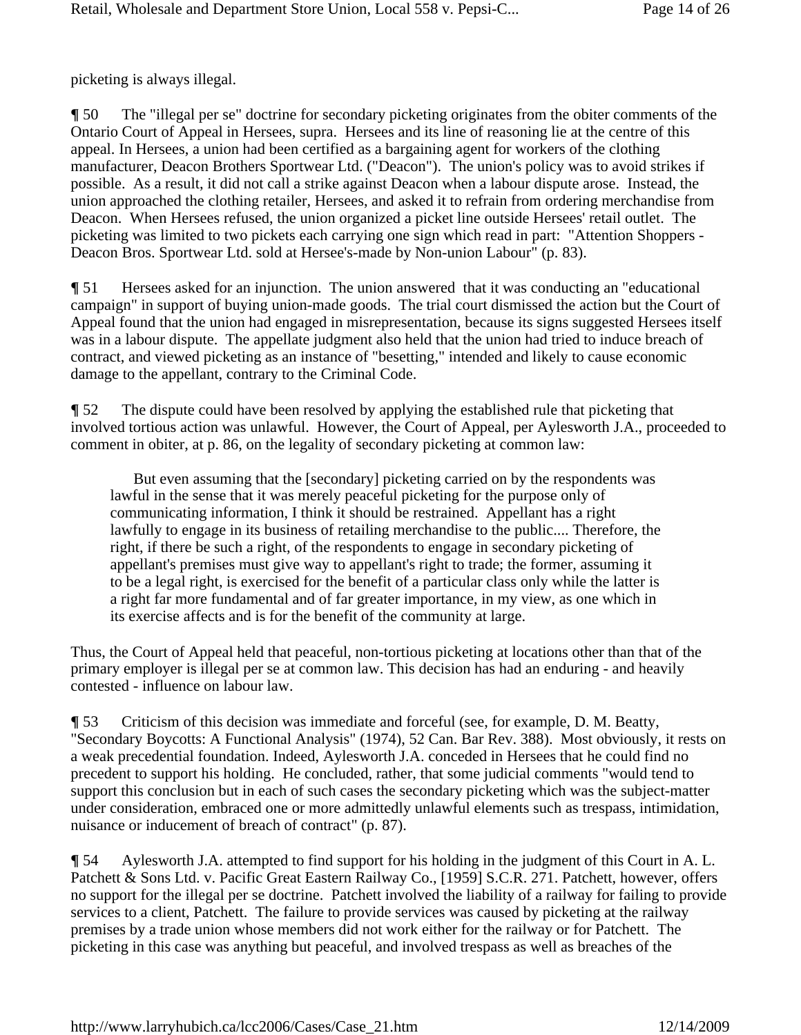picketing is always illegal.

¶ 50 The "illegal per se" doctrine for secondary picketing originates from the obiter comments of the Ontario Court of Appeal in Hersees, supra. Hersees and its line of reasoning lie at the centre of this appeal. In Hersees, a union had been certified as a bargaining agent for workers of the clothing manufacturer, Deacon Brothers Sportwear Ltd. ("Deacon"). The union's policy was to avoid strikes if possible. As a result, it did not call a strike against Deacon when a labour dispute arose. Instead, the union approached the clothing retailer, Hersees, and asked it to refrain from ordering merchandise from Deacon. When Hersees refused, the union organized a picket line outside Hersees' retail outlet. The picketing was limited to two pickets each carrying one sign which read in part: "Attention Shoppers - Deacon Bros. Sportwear Ltd. sold at Hersee's-made by Non-union Labour" (p. 83).

¶ 51 Hersees asked for an injunction. The union answered that it was conducting an "educational campaign" in support of buying union-made goods. The trial court dismissed the action but the Court of Appeal found that the union had engaged in misrepresentation, because its signs suggested Hersees itself was in a labour dispute. The appellate judgment also held that the union had tried to induce breach of contract, and viewed picketing as an instance of "besetting," intended and likely to cause economic damage to the appellant, contrary to the Criminal Code.

¶ 52 The dispute could have been resolved by applying the established rule that picketing that involved tortious action was unlawful. However, the Court of Appeal, per Aylesworth J.A., proceeded to comment in obiter, at p. 86, on the legality of secondary picketing at common law:

> But even assuming that the [secondary] picketing carried on by the respondents was lawful in the sense that it was merely peaceful picketing for the purpose only of communicating information, I think it should be restrained. Appellant has a right lawfully to engage in its business of retailing merchandise to the public.... Therefore, the right, if there be such a right, of the respondents to engage in secondary picketing of appellant's premises must give way to appellant's right to trade; the former, assuming it to be a legal right, is exercised for the benefit of a particular class only while the latter is a right far more fundamental and of far greater importance, in my view, as one which in its exercise affects and is for the benefit of the community at large.

Thus, the Court of Appeal held that peaceful, non-tortious picketing at locations other than that of the primary employer is illegal per se at common law. This decision has had an enduring - and heavily contested - influence on labour law.

¶ 53 Criticism of this decision was immediate and forceful (see, for example, D. M. Beatty, "Secondary Boycotts: A Functional Analysis" (1974), 52 Can. Bar Rev. 388). Most obviously, it rests on a weak precedential foundation. Indeed, Aylesworth J.A. conceded in Hersees that he could find no precedent to support his holding. He concluded, rather, that some judicial comments "would tend to support this conclusion but in each of such cases the secondary picketing which was the subject-matter under consideration, embraced one or more admittedly unlawful elements such as trespass, intimidation, nuisance or inducement of breach of contract" (p. 87).

¶ 54 Aylesworth J.A. attempted to find support for his holding in the judgment of this Court in A. L. Patchett & Sons Ltd. v. Pacific Great Eastern Railway Co., [1959] S.C.R. 271. Patchett, however, offers no support for the illegal per se doctrine. Patchett involved the liability of a railway for failing to provide services to a client, Patchett. The failure to provide services was caused by picketing at the railway premises by a trade union whose members did not work either for the railway or for Patchett. The picketing in this case was anything but peaceful, and involved trespass as well as breaches of the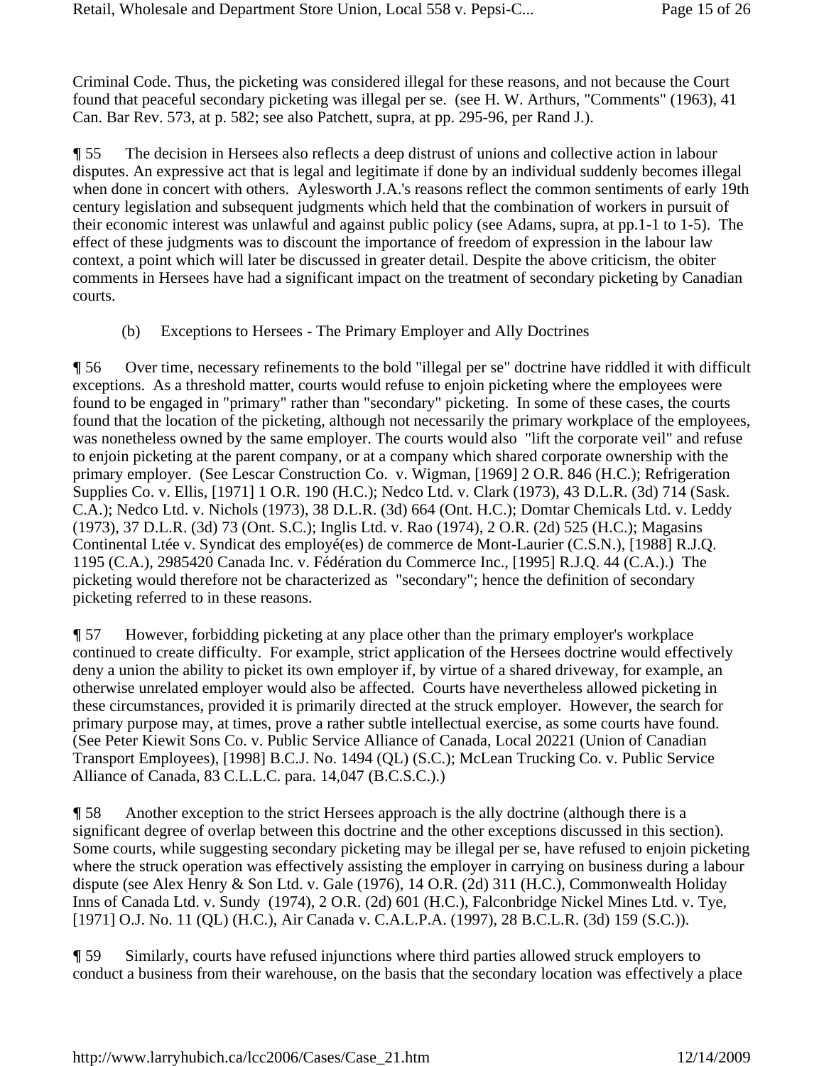Criminal Code. Thus, the picketing was considered illegal for these reasons, and not because the Court found that peaceful secondary picketing was illegal per se. (see H. W. Arthurs, "Comments" (1963), 41 Can. Bar Rev. 573, at p. 582; see also Patchett, supra, at pp. 295-96, per Rand J.).

¶ 55 The decision in Hersees also reflects a deep distrust of unions and collective action in labour disputes. An expressive act that is legal and legitimate if done by an individual suddenly becomes illegal when done in concert with others. Aylesworth J.A.'s reasons reflect the common sentiments of early 19th century legislation and subsequent judgments which held that the combination of workers in pursuit of their economic interest was unlawful and against public policy (see Adams, supra, at pp.1-1 to 1-5). The effect of these judgments was to discount the importance of freedom of expression in the labour law context, a point which will later be discussed in greater detail. Despite the above criticism, the obiter comments in Hersees have had a significant impact on the treatment of secondary picketing by Canadian courts.

(b) Exceptions to Hersees - The Primary Employer and Ally Doctrines

¶ 56 Over time, necessary refinements to the bold "illegal per se" doctrine have riddled it with difficult exceptions. As a threshold matter, courts would refuse to enjoin picketing where the employees were found to be engaged in "primary" rather than "secondary" picketing. In some of these cases, the courts found that the location of the picketing, although not necessarily the primary workplace of the employees, was nonetheless owned by the same employer. The courts would also "lift the corporate veil" and refuse to enjoin picketing at the parent company, or at a company which shared corporate ownership with the primary employer. (See Lescar Construction Co. v. Wigman, [1969] 2 O.R. 846 (H.C.); Refrigeration Supplies Co. v. Ellis, [1971] 1 O.R. 190 (H.C.); Nedco Ltd. v. Clark (1973), 43 D.L.R. (3d) 714 (Sask. C.A.); Nedco Ltd. v. Nichols (1973), 38 D.L.R. (3d) 664 (Ont. H.C.); Domtar Chemicals Ltd. v. Leddy (1973), 37 D.L.R. (3d) 73 (Ont. S.C.); Inglis Ltd. v. Rao (1974), 2 O.R. (2d) 525 (H.C.); Magasins Continental Ltée v. Syndicat des employé(es) de commerce de Mont-Laurier (C.S.N.), [1988] R.J.Q. 1195 (C.A.), 2985420 Canada Inc. v. Fédération du Commerce Inc., [1995] R.J.Q. 44 (C.A.).) The picketing would therefore not be characterized as "secondary"; hence the definition of secondary picketing referred to in these reasons.

¶ 57 However, forbidding picketing at any place other than the primary employer's workplace continued to create difficulty. For example, strict application of the Hersees doctrine would effectively deny a union the ability to picket its own employer if, by virtue of a shared driveway, for example, an otherwise unrelated employer would also be affected. Courts have nevertheless allowed picketing in these circumstances, provided it is primarily directed at the struck employer. However, the search for primary purpose may, at times, prove a rather subtle intellectual exercise, as some courts have found. (See Peter Kiewit Sons Co. v. Public Service Alliance of Canada, Local 20221 (Union of Canadian Transport Employees), [1998] B.C.J. No. 1494 (QL) (S.C.); McLean Trucking Co. v. Public Service Alliance of Canada, 83 C.L.L.C. para. 14,047 (B.C.S.C.).)

¶ 58 Another exception to the strict Hersees approach is the ally doctrine (although there is a significant degree of overlap between this doctrine and the other exceptions discussed in this section). Some courts, while suggesting secondary picketing may be illegal per se, have refused to enjoin picketing where the struck operation was effectively assisting the employer in carrying on business during a labour dispute (see Alex Henry & Son Ltd. v. Gale (1976), 14 O.R. (2d) 311 (H.C.), Commonwealth Holiday Inns of Canada Ltd. v. Sundy (1974), 2 O.R. (2d) 601 (H.C.), Falconbridge Nickel Mines Ltd. v. Tye, [1971] O.J. No. 11 (QL) (H.C.), Air Canada v. C.A.L.P.A. (1997), 28 B.C.L.R. (3d) 159 (S.C.)).

¶ 59 Similarly, courts have refused injunctions where third parties allowed struck employers to conduct a business from their warehouse, on the basis that the secondary location was effectively a place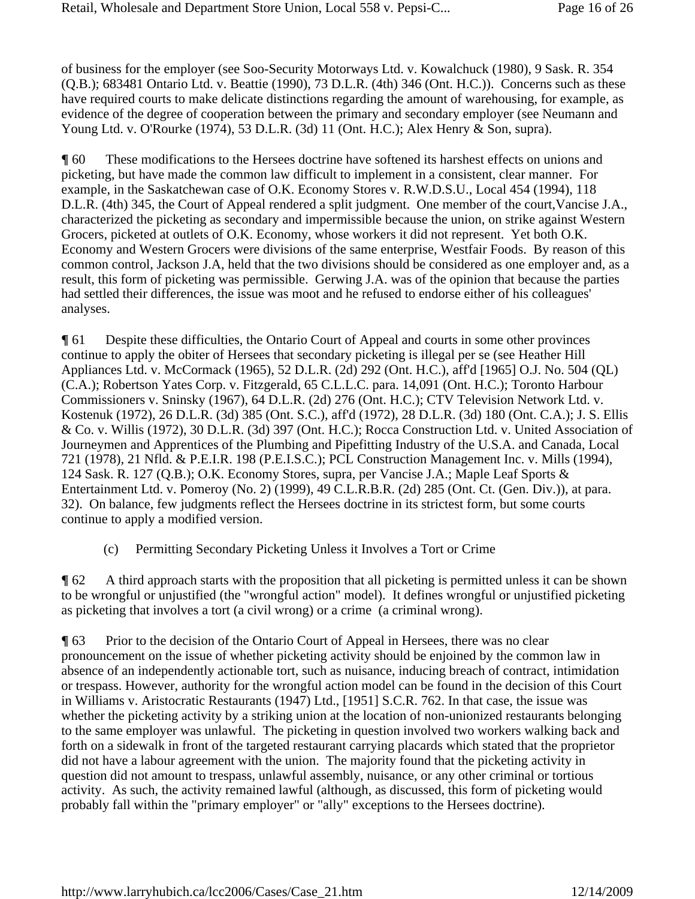of business for the employer (see Soo-Security Motorways Ltd. v. Kowalchuck (1980), 9 Sask. R. 354 (Q.B.); 683481 Ontario Ltd. v. Beattie (1990), 73 D.L.R. (4th) 346 (Ont. H.C.)). Concerns such as these have required courts to make delicate distinctions regarding the amount of warehousing, for example, as evidence of the degree of cooperation between the primary and secondary employer (see Neumann and Young Ltd. v. O'Rourke (1974), 53 D.L.R. (3d) 11 (Ont. H.C.); Alex Henry & Son, supra).

¶ 60 These modifications to the Hersees doctrine have softened its harshest effects on unions and picketing, but have made the common law difficult to implement in a consistent, clear manner. For example, in the Saskatchewan case of O.K. Economy Stores v. R.W.D.S.U., Local 454 (1994), 118 D.L.R. (4th) 345, the Court of Appeal rendered a split judgment. One member of the court,Vancise J.A., characterized the picketing as secondary and impermissible because the union, on strike against Western Grocers, picketed at outlets of O.K. Economy, whose workers it did not represent. Yet both O.K. Economy and Western Grocers were divisions of the same enterprise, Westfair Foods. By reason of this common control, Jackson J.A, held that the two divisions should be considered as one employer and, as a result, this form of picketing was permissible. Gerwing J.A. was of the opinion that because the parties had settled their differences, the issue was moot and he refused to endorse either of his colleagues' analyses.

¶ 61 Despite these difficulties, the Ontario Court of Appeal and courts in some other provinces continue to apply the obiter of Hersees that secondary picketing is illegal per se (see Heather Hill Appliances Ltd. v. McCormack (1965), 52 D.L.R. (2d) 292 (Ont. H.C.), aff'd [1965] O.J. No. 504 (QL) (C.A.); Robertson Yates Corp. v. Fitzgerald, 65 C.L.L.C. para. 14,091 (Ont. H.C.); Toronto Harbour Commissioners v. Sninsky (1967), 64 D.L.R. (2d) 276 (Ont. H.C.); CTV Television Network Ltd. v. Kostenuk (1972), 26 D.L.R. (3d) 385 (Ont. S.C.), aff'd (1972), 28 D.L.R. (3d) 180 (Ont. C.A.); J. S. Ellis & Co. v. Willis (1972), 30 D.L.R. (3d) 397 (Ont. H.C.); Rocca Construction Ltd. v. United Association of Journeymen and Apprentices of the Plumbing and Pipefitting Industry of the U.S.A. and Canada, Local 721 (1978), 21 Nfld. & P.E.I.R. 198 (P.E.I.S.C.); PCL Construction Management Inc. v. Mills (1994), 124 Sask. R. 127 (Q.B.); O.K. Economy Stores, supra, per Vancise J.A.; Maple Leaf Sports & Entertainment Ltd. v. Pomeroy (No. 2) (1999), 49 C.L.R.B.R. (2d) 285 (Ont. Ct. (Gen. Div.)), at para. 32). On balance, few judgments reflect the Hersees doctrine in its strictest form, but some courts continue to apply a modified version.

(c) Permitting Secondary Picketing Unless it Involves a Tort or Crime

¶ 62 A third approach starts with the proposition that all picketing is permitted unless it can be shown to be wrongful or unjustified (the "wrongful action" model). It defines wrongful or unjustified picketing as picketing that involves a tort (a civil wrong) or a crime (a criminal wrong).

¶ 63 Prior to the decision of the Ontario Court of Appeal in Hersees, there was no clear pronouncement on the issue of whether picketing activity should be enjoined by the common law in absence of an independently actionable tort, such as nuisance, inducing breach of contract, intimidation or trespass. However, authority for the wrongful action model can be found in the decision of this Court in Williams v. Aristocratic Restaurants (1947) Ltd., [1951] S.C.R. 762. In that case, the issue was whether the picketing activity by a striking union at the location of non-unionized restaurants belonging to the same employer was unlawful. The picketing in question involved two workers walking back and forth on a sidewalk in front of the targeted restaurant carrying placards which stated that the proprietor did not have a labour agreement with the union. The majority found that the picketing activity in question did not amount to trespass, unlawful assembly, nuisance, or any other criminal or tortious activity. As such, the activity remained lawful (although, as discussed, this form of picketing would probably fall within the "primary employer" or "ally" exceptions to the Hersees doctrine).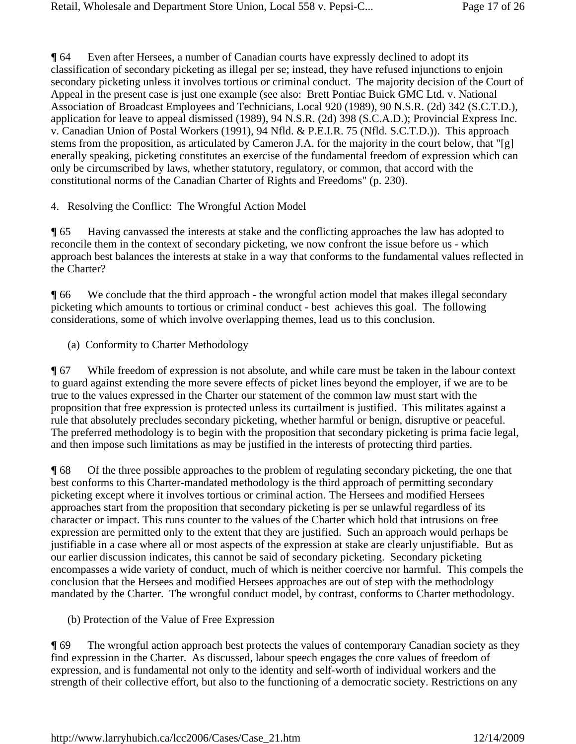¶ 64 Even after Hersees, a number of Canadian courts have expressly declined to adopt its classification of secondary picketing as illegal per se; instead, they have refused injunctions to enjoin secondary picketing unless it involves tortious or criminal conduct. The majority decision of the Court of Appeal in the present case is just one example (see also: Brett Pontiac Buick GMC Ltd. v. National Association of Broadcast Employees and Technicians, Local 920 (1989), 90 N.S.R. (2d) 342 (S.C.T.D.), application for leave to appeal dismissed (1989), 94 N.S.R. (2d) 398 (S.C.A.D.); Provincial Express Inc. v. Canadian Union of Postal Workers (1991), 94 Nfld. & P.E.I.R. 75 (Nfld. S.C.T.D.)). This approach stems from the proposition, as articulated by Cameron J.A. for the majority in the court below, that "[g]enerally speaking, picketing constitutes an exercise of the fundamental freedom of expression which can only be circumscribed by laws, whether statutory, regulatory, or common, that accord with the constitutional norms of the Canadian Charter of Rights and Freedoms" (p. 230).

4. Resolving the Conflict: The Wrongful Action Model

¶ 65 Having canvassed the interests at stake and the conflicting approaches the law has adopted to reconcile them in the context of secondary picketing, we now confront the issue before us - which approach best balances the interests at stake in a way that conforms to the fundamental values reflected in the Charter?

¶ 66 We conclude that the third approach - the wrongful action model that makes illegal secondary picketing which amounts to tortious or criminal conduct - best achieves this goal. The following considerations, some of which involve overlapping themes, lead us to this conclusion.

(a) Conformity to Charter Methodology

¶ 67 While freedom of expression is not absolute, and while care must be taken in the labour context to guard against extending the more severe effects of picket lines beyond the employer, if we are to be true to the values expressed in the Charter our statement of the common law must start with the proposition that free expression is protected unless its curtailment is justified. This militates against a rule that absolutely precludes secondary picketing, whether harmful or benign, disruptive or peaceful. The preferred methodology is to begin with the proposition that secondary picketing is prima facie legal, and then impose such limitations as may be justified in the interests of protecting third parties.

¶ 68 Of the three possible approaches to the problem of regulating secondary picketing, the one that best conforms to this Charter-mandated methodology is the third approach of permitting secondary picketing except where it involves tortious or criminal action. The Hersees and modified Hersees approaches start from the proposition that secondary picketing is per se unlawful regardless of its character or impact. This runs counter to the values of the Charter which hold that intrusions on free expression are permitted only to the extent that they are justified. Such an approach would perhaps be justifiable in a case where all or most aspects of the expression at stake are clearly unjustifiable. But as our earlier discussion indicates, this cannot be said of secondary picketing. Secondary picketing encompasses a wide variety of conduct, much of which is neither coercive nor harmful. This compels the conclusion that the Hersees and modified Hersees approaches are out of step with the methodology mandated by the Charter. The wrongful conduct model, by contrast, conforms to Charter methodology.

(b) Protection of the Value of Free Expression

¶ 69 The wrongful action approach best protects the values of contemporary Canadian society as they find expression in the Charter. As discussed, labour speech engages the core values of freedom of expression, and is fundamental not only to the identity and self-worth of individual workers and the strength of their collective effort, but also to the functioning of a democratic society. Restrictions on any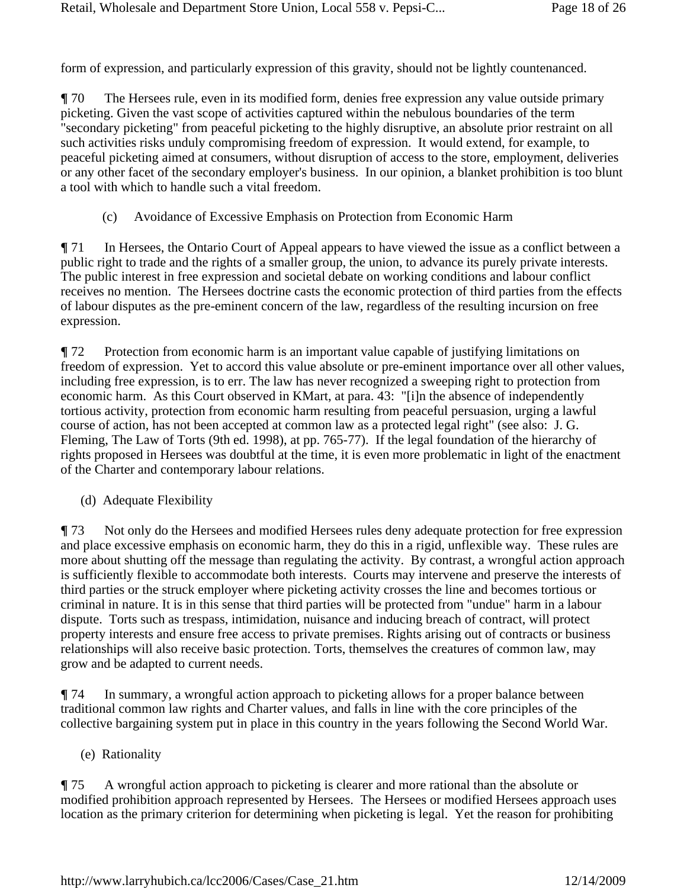form of expression, and particularly expression of this gravity, should not be lightly countenanced.

¶ 70 The Hersees rule, even in its modified form, denies free expression any value outside primary picketing. Given the vast scope of activities captured within the nebulous boundaries of the term "secondary picketing" from peaceful picketing to the highly disruptive, an absolute prior restraint on all such activities risks unduly compromising freedom of expression. It would extend, for example, to peaceful picketing aimed at consumers, without disruption of access to the store, employment, deliveries or any other facet of the secondary employer's business. In our opinion, a blanket prohibition is too blunt a tool with which to handle such a vital freedom.

(c) Avoidance of Excessive Emphasis on Protection from Economic Harm

¶ 71 In Hersees, the Ontario Court of Appeal appears to have viewed the issue as a conflict between a public right to trade and the rights of a smaller group, the union, to advance its purely private interests. The public interest in free expression and societal debate on working conditions and labour conflict receives no mention. The Hersees doctrine casts the economic protection of third parties from the effects of labour disputes as the pre-eminent concern of the law, regardless of the resulting incursion on free expression.

¶ 72 Protection from economic harm is an important value capable of justifying limitations on freedom of expression. Yet to accord this value absolute or pre-eminent importance over all other values, including free expression, is to err. The law has never recognized a sweeping right to protection from economic harm. As this Court observed in KMart, at para. 43: "[i]n the absence of independently tortious activity, protection from economic harm resulting from peaceful persuasion, urging a lawful course of action, has not been accepted at common law as a protected legal right" (see also: J. G. Fleming, The Law of Torts (9th ed. 1998), at pp. 765-77). If the legal foundation of the hierarchy of rights proposed in Hersees was doubtful at the time, it is even more problematic in light of the enactment of the Charter and contemporary labour relations.

(d) Adequate Flexibility

¶ 73 Not only do the Hersees and modified Hersees rules deny adequate protection for free expression and place excessive emphasis on economic harm, they do this in a rigid, unflexible way. These rules are more about shutting off the message than regulating the activity. By contrast, a wrongful action approach is sufficiently flexible to accommodate both interests. Courts may intervene and preserve the interests of third parties or the struck employer where picketing activity crosses the line and becomes tortious or criminal in nature. It is in this sense that third parties will be protected from "undue" harm in a labour dispute. Torts such as trespass, intimidation, nuisance and inducing breach of contract, will protect property interests and ensure free access to private premises. Rights arising out of contracts or business relationships will also receive basic protection. Torts, themselves the creatures of common law, may grow and be adapted to current needs.

¶ 74 In summary, a wrongful action approach to picketing allows for a proper balance between traditional common law rights and Charter values, and falls in line with the core principles of the collective bargaining system put in place in this country in the years following the Second World War.

(e) Rationality

¶ 75 A wrongful action approach to picketing is clearer and more rational than the absolute or modified prohibition approach represented by Hersees. The Hersees or modified Hersees approach uses location as the primary criterion for determining when picketing is legal. Yet the reason for prohibiting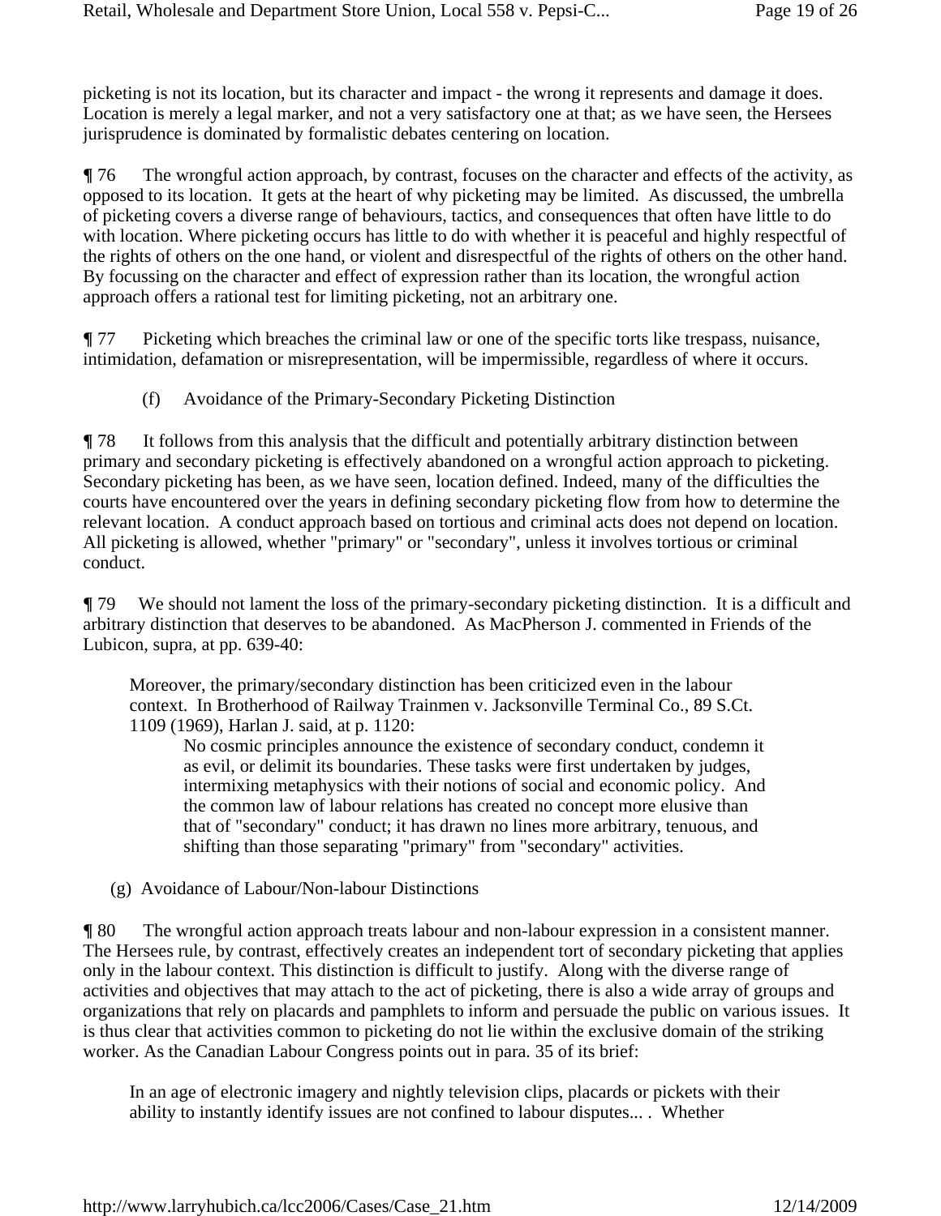picketing is not its location, but its character and impact - the wrong it represents and damage it does. Location is merely a legal marker, and not a very satisfactory one at that; as we have seen, the Hersees jurisprudence is dominated by formalistic debates centering on location.

¶ 76 The wrongful action approach, by contrast, focuses on the character and effects of the activity, as opposed to its location. It gets at the heart of why picketing may be limited. As discussed, the umbrella of picketing covers a diverse range of behaviours, tactics, and consequences that often have little to do with location. Where picketing occurs has little to do with whether it is peaceful and highly respectful of the rights of others on the one hand, or violent and disrespectful of the rights of others on the other hand. By focussing on the character and effect of expression rather than its location, the wrongful action approach offers a rational test for limiting picketing, not an arbitrary one.

¶ 77 Picketing which breaches the criminal law or one of the specific torts like trespass, nuisance, intimidation, defamation or misrepresentation, will be impermissible, regardless of where it occurs.

(f) Avoidance of the Primary-Secondary Picketing Distinction

¶ 78 It follows from this analysis that the difficult and potentially arbitrary distinction between primary and secondary picketing is effectively abandoned on a wrongful action approach to picketing. Secondary picketing has been, as we have seen, location defined. Indeed, many of the difficulties the courts have encountered over the years in defining secondary picketing flow from how to determine the relevant location. A conduct approach based on tortious and criminal acts does not depend on location. All picketing is allowed, whether "primary" or "secondary", unless it involves tortious or criminal conduct.

¶ 79 We should not lament the loss of the primary-secondary picketing distinction. It is a difficult and arbitrary distinction that deserves to be abandoned. As MacPherson J. commented in Friends of the Lubicon, supra, at pp. 639-40:

> Moreover, the primary/secondary distinction has been criticized even in the labour context. In Brotherhood of Railway Trainmen v. Jacksonville Terminal Co., 89 S.Ct. 1109 (1969), Harlan J. said, at p. 1120:
>
> > No cosmic principles announce the existence of secondary conduct, condemn it as evil, or delimit its boundaries. These tasks were first undertaken by judges, intermixing metaphysics with their notions of social and economic policy. And the common law of labour relations has created no concept more elusive than that of "secondary" conduct; it has drawn no lines more arbitrary, tenuous, and shifting than those separating "primary" from "secondary" activities.

(g) Avoidance of Labour/Non-labour Distinctions

¶ 80 The wrongful action approach treats labour and non-labour expression in a consistent manner. The Hersees rule, by contrast, effectively creates an independent tort of secondary picketing that applies only in the labour context. This distinction is difficult to justify. Along with the diverse range of activities and objectives that may attach to the act of picketing, there is also a wide array of groups and organizations that rely on placards and pamphlets to inform and persuade the public on various issues. It is thus clear that activities common to picketing do not lie within the exclusive domain of the striking worker. As the Canadian Labour Congress points out in para. 35 of its brief:

> In an age of electronic imagery and nightly television clips, placards or pickets with their ability to instantly identify issues are not confined to labour disputes... . Whether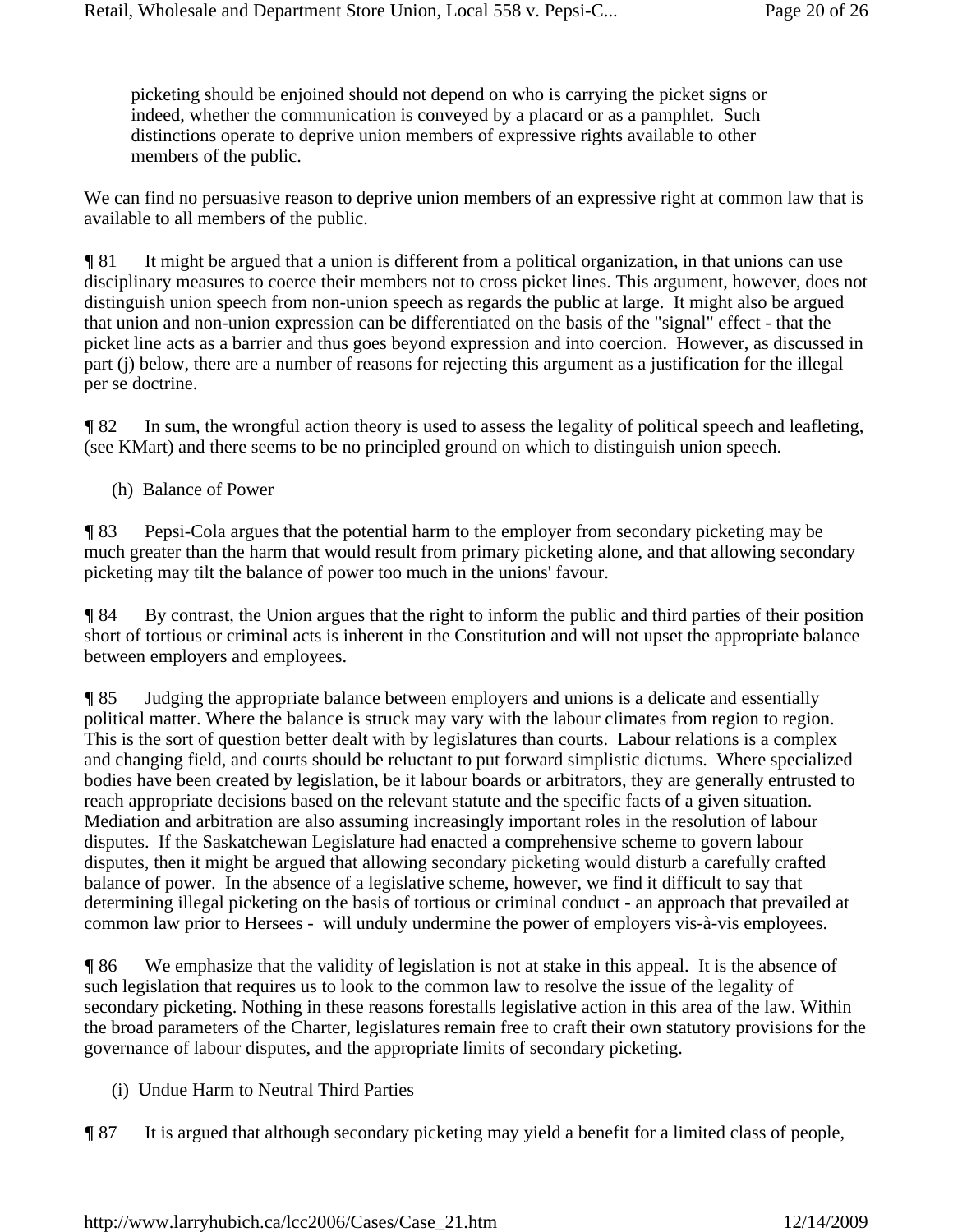picketing should be enjoined should not depend on who is carrying the picket signs or indeed, whether the communication is conveyed by a placard or as a pamphlet. Such distinctions operate to deprive union members of expressive rights available to other members of the public.

We can find no persuasive reason to deprive union members of an expressive right at common law that is available to all members of the public.

¶ 81 It might be argued that a union is different from a political organization, in that unions can use disciplinary measures to coerce their members not to cross picket lines. This argument, however, does not distinguish union speech from non-union speech as regards the public at large. It might also be argued that union and non-union expression can be differentiated on the basis of the "signal" effect - that the picket line acts as a barrier and thus goes beyond expression and into coercion. However, as discussed in part (j) below, there are a number of reasons for rejecting this argument as a justification for the illegal per se doctrine.

¶ 82 In sum, the wrongful action theory is used to assess the legality of political speech and leafleting, (see KMart) and there seems to be no principled ground on which to distinguish union speech.

(h) Balance of Power

¶ 83 Pepsi-Cola argues that the potential harm to the employer from secondary picketing may be much greater than the harm that would result from primary picketing alone, and that allowing secondary picketing may tilt the balance of power too much in the unions' favour.

¶ 84 By contrast, the Union argues that the right to inform the public and third parties of their position short of tortious or criminal acts is inherent in the Constitution and will not upset the appropriate balance between employers and employees.

¶ 85 Judging the appropriate balance between employers and unions is a delicate and essentially political matter. Where the balance is struck may vary with the labour climates from region to region. This is the sort of question better dealt with by legislatures than courts. Labour relations is a complex and changing field, and courts should be reluctant to put forward simplistic dictums. Where specialized bodies have been created by legislation, be it labour boards or arbitrators, they are generally entrusted to reach appropriate decisions based on the relevant statute and the specific facts of a given situation. Mediation and arbitration are also assuming increasingly important roles in the resolution of labour disputes. If the Saskatchewan Legislature had enacted a comprehensive scheme to govern labour disputes, then it might be argued that allowing secondary picketing would disturb a carefully crafted balance of power. In the absence of a legislative scheme, however, we find it difficult to say that determining illegal picketing on the basis of tortious or criminal conduct - an approach that prevailed at common law prior to Hersees - will unduly undermine the power of employers vis-à-vis employees.

¶ 86 We emphasize that the validity of legislation is not at stake in this appeal. It is the absence of such legislation that requires us to look to the common law to resolve the issue of the legality of secondary picketing. Nothing in these reasons forestalls legislative action in this area of the law. Within the broad parameters of the Charter, legislatures remain free to craft their own statutory provisions for the governance of labour disputes, and the appropriate limits of secondary picketing.

(i) Undue Harm to Neutral Third Parties

¶ 87 It is argued that although secondary picketing may yield a benefit for a limited class of people,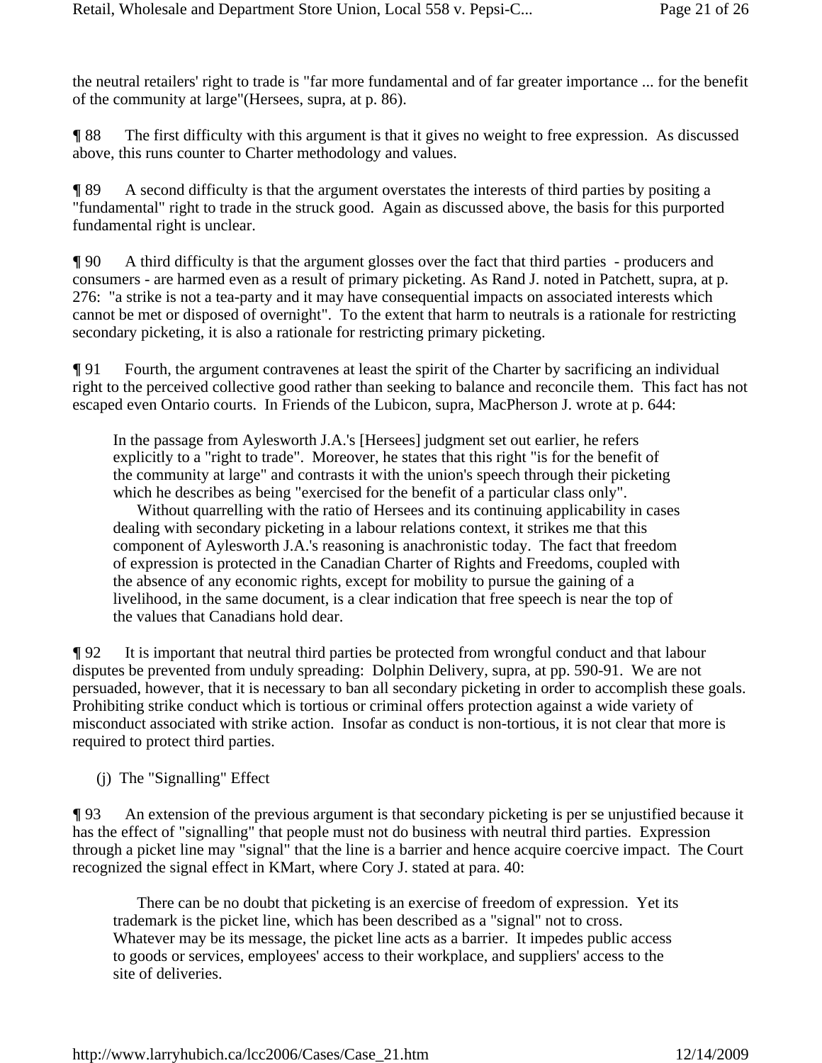the neutral retailers' right to trade is "far more fundamental and of far greater importance ... for the benefit of the community at large"(Hersees, supra, at p. 86).

¶ 88 The first difficulty with this argument is that it gives no weight to free expression. As discussed above, this runs counter to Charter methodology and values.

¶ 89 A second difficulty is that the argument overstates the interests of third parties by positing a "fundamental" right to trade in the struck good. Again as discussed above, the basis for this purported fundamental right is unclear.

¶ 90 A third difficulty is that the argument glosses over the fact that third parties - producers and consumers - are harmed even as a result of primary picketing. As Rand J. noted in Patchett, supra, at p. 276: "a strike is not a tea-party and it may have consequential impacts on associated interests which cannot be met or disposed of overnight". To the extent that harm to neutrals is a rationale for restricting secondary picketing, it is also a rationale for restricting primary picketing.

¶ 91 Fourth, the argument contravenes at least the spirit of the Charter by sacrificing an individual right to the perceived collective good rather than seeking to balance and reconcile them. This fact has not escaped even Ontario courts. In Friends of the Lubicon, supra, MacPherson J. wrote at p. 644:

> In the passage from Aylesworth J.A.'s [Hersees] judgment set out earlier, he refers explicitly to a "right to trade". Moreover, he states that this right "is for the benefit of the community at large" and contrasts it with the union's speech through their picketing which he describes as being "exercised for the benefit of a particular class only".
>
> Without quarrelling with the ratio of Hersees and its continuing applicability in cases dealing with secondary picketing in a labour relations context, it strikes me that this component of Aylesworth J.A.'s reasoning is anachronistic today. The fact that freedom of expression is protected in the Canadian Charter of Rights and Freedoms, coupled with the absence of any economic rights, except for mobility to pursue the gaining of a livelihood, in the same document, is a clear indication that free speech is near the top of the values that Canadians hold dear.

¶ 92 It is important that neutral third parties be protected from wrongful conduct and that labour disputes be prevented from unduly spreading: Dolphin Delivery, supra, at pp. 590-91. We are not persuaded, however, that it is necessary to ban all secondary picketing in order to accomplish these goals. Prohibiting strike conduct which is tortious or criminal offers protection against a wide variety of misconduct associated with strike action. Insofar as conduct is non-tortious, it is not clear that more is required to protect third parties.

(j) The "Signalling" Effect

¶ 93 An extension of the previous argument is that secondary picketing is per se unjustified because it has the effect of "signalling" that people must not do business with neutral third parties. Expression through a picket line may "signal" that the line is a barrier and hence acquire coercive impact. The Court recognized the signal effect in KMart, where Cory J. stated at para. 40:

> There can be no doubt that picketing is an exercise of freedom of expression. Yet its trademark is the picket line, which has been described as a "signal" not to cross. Whatever may be its message, the picket line acts as a barrier. It impedes public access to goods or services, employees' access to their workplace, and suppliers' access to the site of deliveries.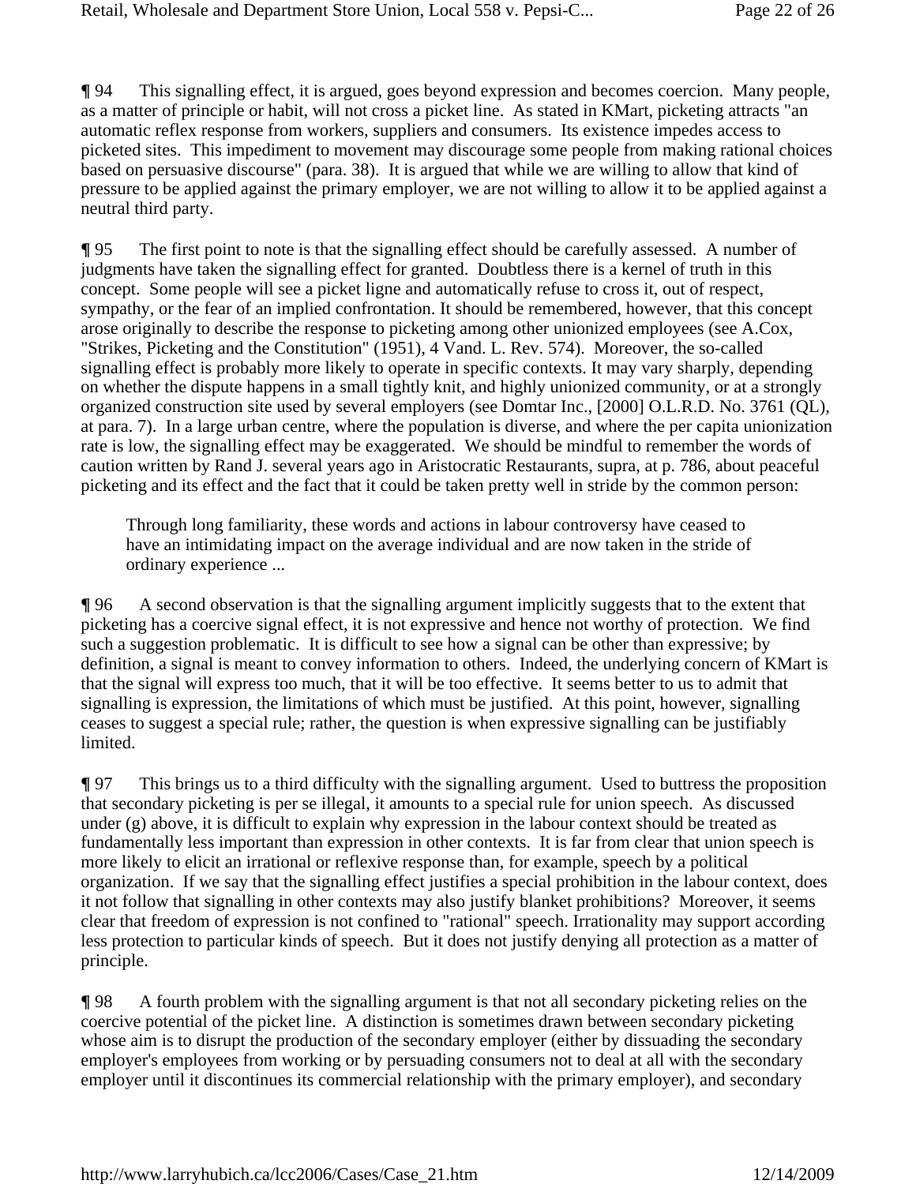¶ 94 This signalling effect, it is argued, goes beyond expression and becomes coercion. Many people, as a matter of principle or habit, will not cross a picket line. As stated in KMart, picketing attracts "an automatic reflex response from workers, suppliers and consumers. Its existence impedes access to picketed sites. This impediment to movement may discourage some people from making rational choices based on persuasive discourse" (para. 38). It is argued that while we are willing to allow that kind of pressure to be applied against the primary employer, we are not willing to allow it to be applied against a neutral third party.

¶ 95 The first point to note is that the signalling effect should be carefully assessed. A number of judgments have taken the signalling effect for granted. Doubtless there is a kernel of truth in this concept. Some people will see a picket ligne and automatically refuse to cross it, out of respect, sympathy, or the fear of an implied confrontation. It should be remembered, however, that this concept arose originally to describe the response to picketing among other unionized employees (see A.Cox, "Strikes, Picketing and the Constitution" (1951), 4 Vand. L. Rev. 574). Moreover, the so-called signalling effect is probably more likely to operate in specific contexts. It may vary sharply, depending on whether the dispute happens in a small tightly knit, and highly unionized community, or at a strongly organized construction site used by several employers (see Domtar Inc., [2000] O.L.R.D. No. 3761 (QL), at para. 7). In a large urban centre, where the population is diverse, and where the per capita unionization rate is low, the signalling effect may be exaggerated. We should be mindful to remember the words of caution written by Rand J. several years ago in Aristocratic Restaurants, supra, at p. 786, about peaceful picketing and its effect and the fact that it could be taken pretty well in stride by the common person:

> Through long familiarity, these words and actions in labour controversy have ceased to have an intimidating impact on the average individual and are now taken in the stride of ordinary experience ...

¶ 96 A second observation is that the signalling argument implicitly suggests that to the extent that picketing has a coercive signal effect, it is not expressive and hence not worthy of protection. We find such a suggestion problematic. It is difficult to see how a signal can be other than expressive; by definition, a signal is meant to convey information to others. Indeed, the underlying concern of KMart is that the signal will express too much, that it will be too effective. It seems better to us to admit that signalling is expression, the limitations of which must be justified. At this point, however, signalling ceases to suggest a special rule; rather, the question is when expressive signalling can be justifiably limited.

¶ 97 This brings us to a third difficulty with the signalling argument. Used to buttress the proposition that secondary picketing is per se illegal, it amounts to a special rule for union speech. As discussed under (g) above, it is difficult to explain why expression in the labour context should be treated as fundamentally less important than expression in other contexts. It is far from clear that union speech is more likely to elicit an irrational or reflexive response than, for example, speech by a political organization. If we say that the signalling effect justifies a special prohibition in the labour context, does it not follow that signalling in other contexts may also justify blanket prohibitions? Moreover, it seems clear that freedom of expression is not confined to "rational" speech. Irrationality may support according less protection to particular kinds of speech. But it does not justify denying all protection as a matter of principle.

¶ 98 A fourth problem with the signalling argument is that not all secondary picketing relies on the coercive potential of the picket line. A distinction is sometimes drawn between secondary picketing whose aim is to disrupt the production of the secondary employer (either by dissuading the secondary employer's employees from working or by persuading consumers not to deal at all with the secondary employer until it discontinues its commercial relationship with the primary employer), and secondary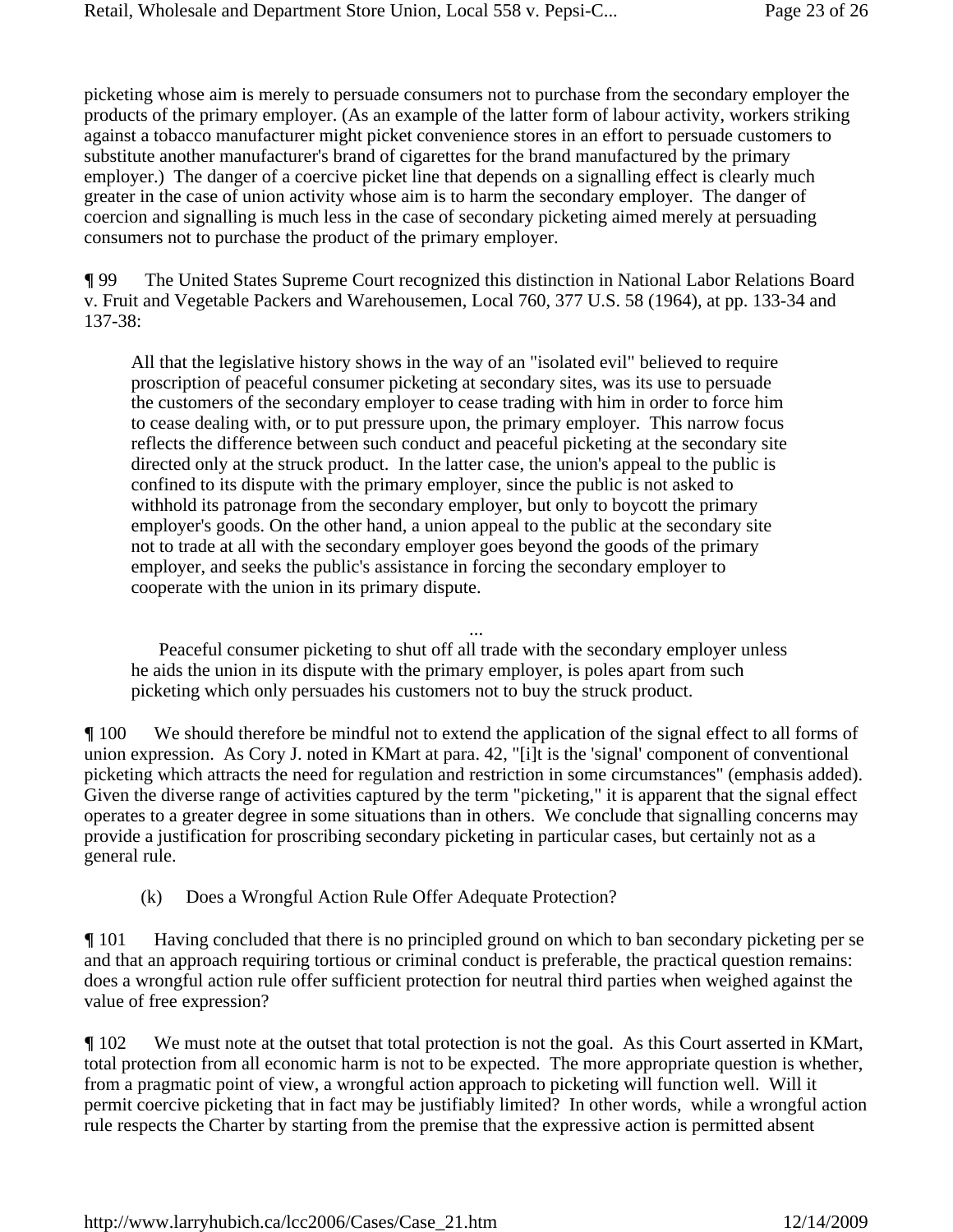picketing whose aim is merely to persuade consumers not to purchase from the secondary employer the products of the primary employer. (As an example of the latter form of labour activity, workers striking against a tobacco manufacturer might picket convenience stores in an effort to persuade customers to substitute another manufacturer's brand of cigarettes for the brand manufactured by the primary employer.) The danger of a coercive picket line that depends on a signalling effect is clearly much greater in the case of union activity whose aim is to harm the secondary employer. The danger of coercion and signalling is much less in the case of secondary picketing aimed merely at persuading consumers not to purchase the product of the primary employer.

¶ 99 The United States Supreme Court recognized this distinction in National Labor Relations Board v. Fruit and Vegetable Packers and Warehousemen, Local 760, 377 U.S. 58 (1964), at pp. 133-34 and 137-38:

> All that the legislative history shows in the way of an "isolated evil" believed to require proscription of peaceful consumer picketing at secondary sites, was its use to persuade the customers of the secondary employer to cease trading with him in order to force him to cease dealing with, or to put pressure upon, the primary employer. This narrow focus reflects the difference between such conduct and peaceful picketing at the secondary site directed only at the struck product. In the latter case, the union's appeal to the public is confined to its dispute with the primary employer, since the public is not asked to withhold its patronage from the secondary employer, but only to boycott the primary employer's goods. On the other hand, a union appeal to the public at the secondary site not to trade at all with the secondary employer goes beyond the goods of the primary employer, and seeks the public's assistance in forcing the secondary employer to cooperate with the union in its primary dispute.
>
> ...
>
> Peaceful consumer picketing to shut off all trade with the secondary employer unless he aids the union in its dispute with the primary employer, is poles apart from such picketing which only persuades his customers not to buy the struck product.

¶ 100 We should therefore be mindful not to extend the application of the signal effect to all forms of union expression. As Cory J. noted in KMart at para. 42, "[i]t is the 'signal' component of conventional picketing which attracts the need for regulation and restriction in some circumstances" (emphasis added). Given the diverse range of activities captured by the term "picketing," it is apparent that the signal effect operates to a greater degree in some situations than in others. We conclude that signalling concerns may provide a justification for proscribing secondary picketing in particular cases, but certainly not as a general rule.

(k) Does a Wrongful Action Rule Offer Adequate Protection?

¶ 101 Having concluded that there is no principled ground on which to ban secondary picketing per se and that an approach requiring tortious or criminal conduct is preferable, the practical question remains: does a wrongful action rule offer sufficient protection for neutral third parties when weighed against the value of free expression?

¶ 102 We must note at the outset that total protection is not the goal. As this Court asserted in KMart, total protection from all economic harm is not to be expected. The more appropriate question is whether, from a pragmatic point of view, a wrongful action approach to picketing will function well. Will it permit coercive picketing that in fact may be justifiably limited? In other words, while a wrongful action rule respects the Charter by starting from the premise that the expressive action is permitted absent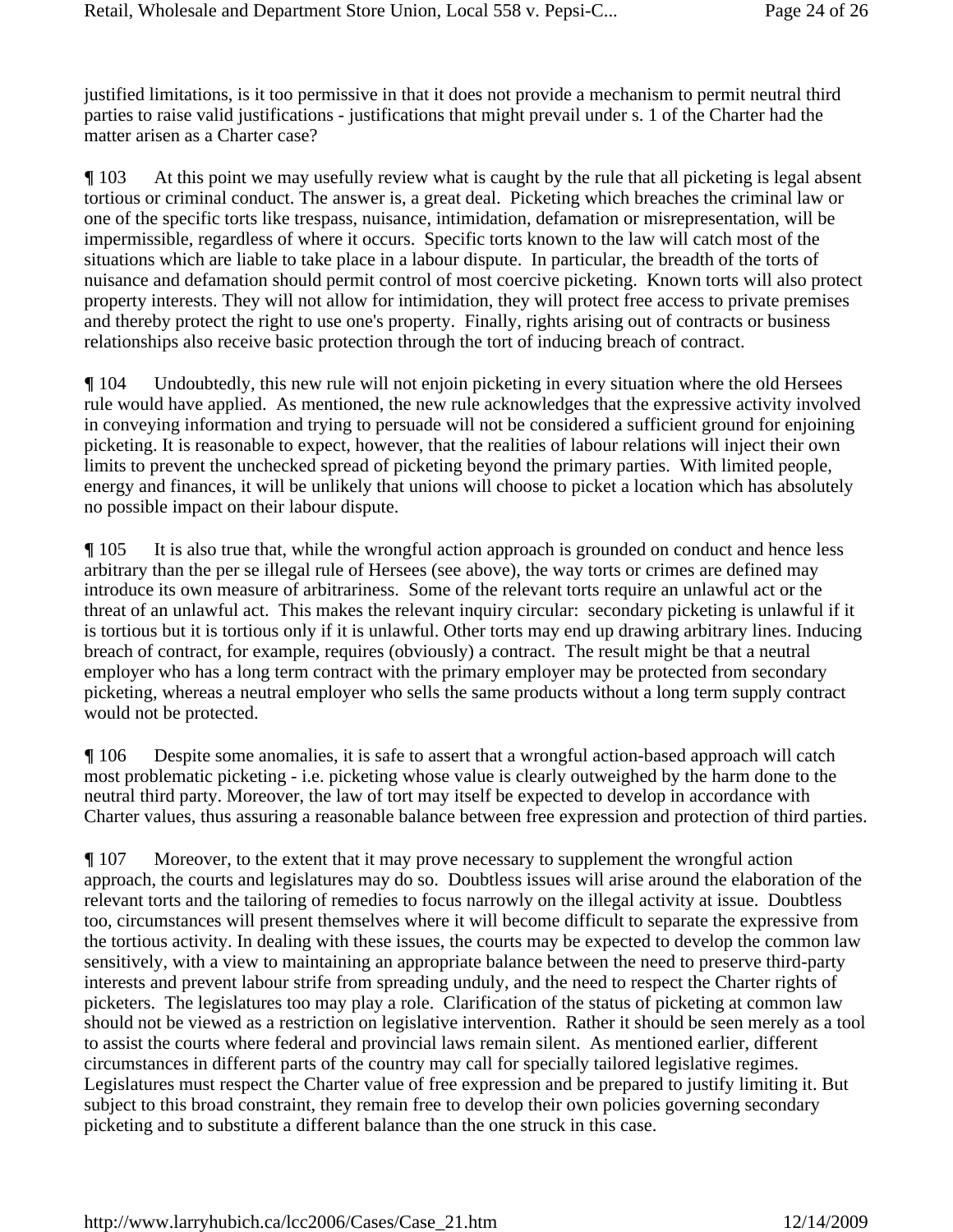justified limitations, is it too permissive in that it does not provide a mechanism to permit neutral third parties to raise valid justifications - justifications that might prevail under s. 1 of the Charter had the matter arisen as a Charter case?

¶ 103 At this point we may usefully review what is caught by the rule that all picketing is legal absent tortious or criminal conduct. The answer is, a great deal. Picketing which breaches the criminal law or one of the specific torts like trespass, nuisance, intimidation, defamation or misrepresentation, will be impermissible, regardless of where it occurs. Specific torts known to the law will catch most of the situations which are liable to take place in a labour dispute. In particular, the breadth of the torts of nuisance and defamation should permit control of most coercive picketing. Known torts will also protect property interests. They will not allow for intimidation, they will protect free access to private premises and thereby protect the right to use one's property. Finally, rights arising out of contracts or business relationships also receive basic protection through the tort of inducing breach of contract.

¶ 104 Undoubtedly, this new rule will not enjoin picketing in every situation where the old Hersees rule would have applied. As mentioned, the new rule acknowledges that the expressive activity involved in conveying information and trying to persuade will not be considered a sufficient ground for enjoining picketing. It is reasonable to expect, however, that the realities of labour relations will inject their own limits to prevent the unchecked spread of picketing beyond the primary parties. With limited people, energy and finances, it will be unlikely that unions will choose to picket a location which has absolutely no possible impact on their labour dispute.

¶ 105 It is also true that, while the wrongful action approach is grounded on conduct and hence less arbitrary than the per se illegal rule of Hersees (see above), the way torts or crimes are defined may introduce its own measure of arbitrariness. Some of the relevant torts require an unlawful act or the threat of an unlawful act. This makes the relevant inquiry circular: secondary picketing is unlawful if it is tortious but it is tortious only if it is unlawful. Other torts may end up drawing arbitrary lines. Inducing breach of contract, for example, requires (obviously) a contract. The result might be that a neutral employer who has a long term contract with the primary employer may be protected from secondary picketing, whereas a neutral employer who sells the same products without a long term supply contract would not be protected.

¶ 106 Despite some anomalies, it is safe to assert that a wrongful action-based approach will catch most problematic picketing - i.e. picketing whose value is clearly outweighed by the harm done to the neutral third party. Moreover, the law of tort may itself be expected to develop in accordance with Charter values, thus assuring a reasonable balance between free expression and protection of third parties.

¶ 107 Moreover, to the extent that it may prove necessary to supplement the wrongful action approach, the courts and legislatures may do so. Doubtless issues will arise around the elaboration of the relevant torts and the tailoring of remedies to focus narrowly on the illegal activity at issue. Doubtless too, circumstances will present themselves where it will become difficult to separate the expressive from the tortious activity. In dealing with these issues, the courts may be expected to develop the common law sensitively, with a view to maintaining an appropriate balance between the need to preserve third-party interests and prevent labour strife from spreading unduly, and the need to respect the Charter rights of picketers. The legislatures too may play a role. Clarification of the status of picketing at common law should not be viewed as a restriction on legislative intervention. Rather it should be seen merely as a tool to assist the courts where federal and provincial laws remain silent. As mentioned earlier, different circumstances in different parts of the country may call for specially tailored legislative regimes. Legislatures must respect the Charter value of free expression and be prepared to justify limiting it. But subject to this broad constraint, they remain free to develop their own policies governing secondary picketing and to substitute a different balance than the one struck in this case.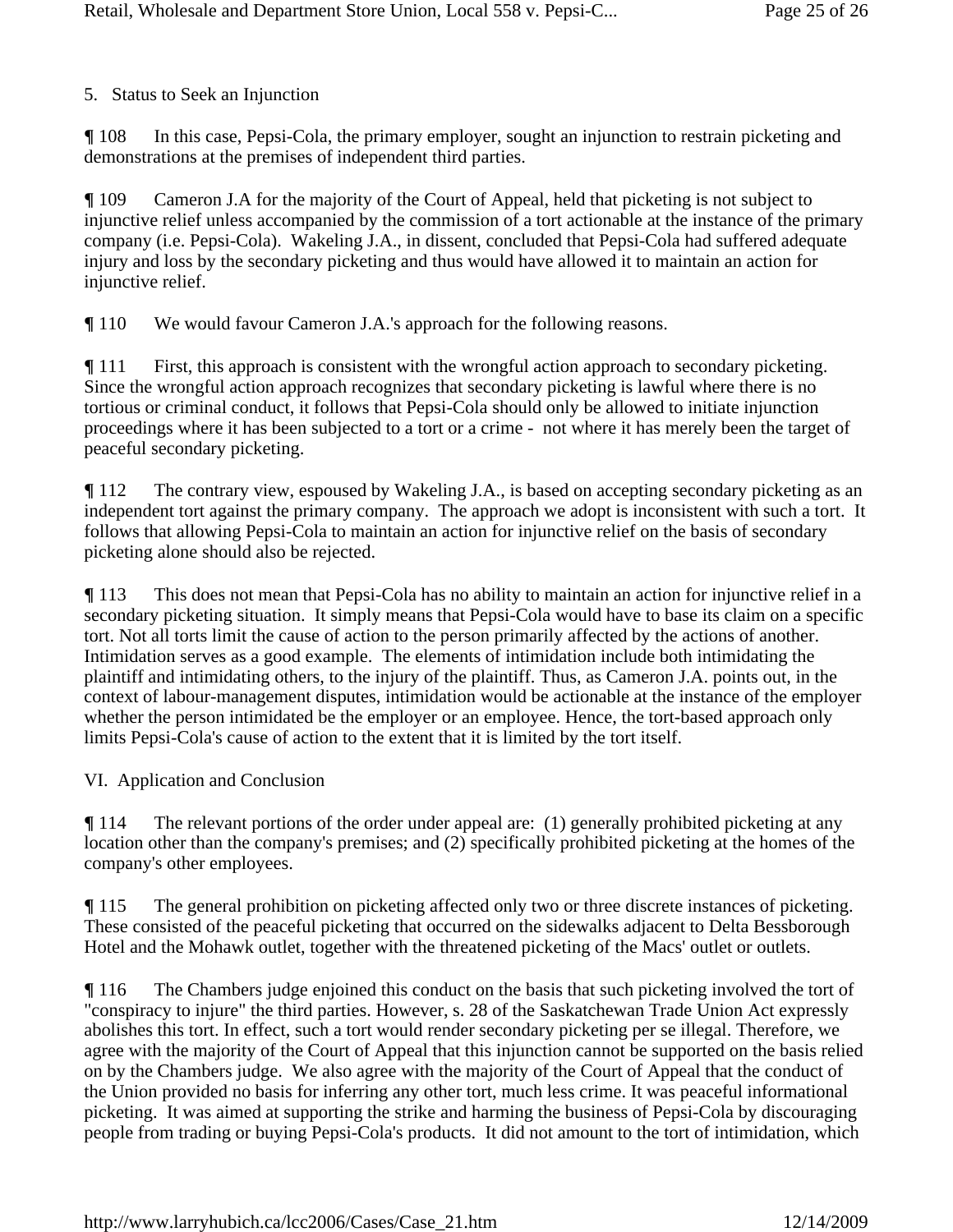5. Status to Seek an Injunction

¶ 108 In this case, Pepsi-Cola, the primary employer, sought an injunction to restrain picketing and demonstrations at the premises of independent third parties.

¶ 109 Cameron J.A for the majority of the Court of Appeal, held that picketing is not subject to injunctive relief unless accompanied by the commission of a tort actionable at the instance of the primary company (i.e. Pepsi-Cola). Wakeling J.A., in dissent, concluded that Pepsi-Cola had suffered adequate injury and loss by the secondary picketing and thus would have allowed it to maintain an action for injunctive relief.

¶ 110 We would favour Cameron J.A.'s approach for the following reasons.

¶ 111 First, this approach is consistent with the wrongful action approach to secondary picketing. Since the wrongful action approach recognizes that secondary picketing is lawful where there is no tortious or criminal conduct, it follows that Pepsi-Cola should only be allowed to initiate injunction proceedings where it has been subjected to a tort or a crime - not where it has merely been the target of peaceful secondary picketing.

¶ 112 The contrary view, espoused by Wakeling J.A., is based on accepting secondary picketing as an independent tort against the primary company. The approach we adopt is inconsistent with such a tort. It follows that allowing Pepsi-Cola to maintain an action for injunctive relief on the basis of secondary picketing alone should also be rejected.

¶ 113 This does not mean that Pepsi-Cola has no ability to maintain an action for injunctive relief in a secondary picketing situation. It simply means that Pepsi-Cola would have to base its claim on a specific tort. Not all torts limit the cause of action to the person primarily affected by the actions of another. Intimidation serves as a good example. The elements of intimidation include both intimidating the plaintiff and intimidating others, to the injury of the plaintiff. Thus, as Cameron J.A. points out, in the context of labour-management disputes, intimidation would be actionable at the instance of the employer whether the person intimidated be the employer or an employee. Hence, the tort-based approach only limits Pepsi-Cola's cause of action to the extent that it is limited by the tort itself.

VI. Application and Conclusion

¶ 114 The relevant portions of the order under appeal are: (1) generally prohibited picketing at any location other than the company's premises; and (2) specifically prohibited picketing at the homes of the company's other employees.

¶ 115 The general prohibition on picketing affected only two or three discrete instances of picketing. These consisted of the peaceful picketing that occurred on the sidewalks adjacent to Delta Bessborough Hotel and the Mohawk outlet, together with the threatened picketing of the Macs' outlet or outlets.

¶ 116 The Chambers judge enjoined this conduct on the basis that such picketing involved the tort of "conspiracy to injure" the third parties. However, s. 28 of the Saskatchewan Trade Union Act expressly abolishes this tort. In effect, such a tort would render secondary picketing per se illegal. Therefore, we agree with the majority of the Court of Appeal that this injunction cannot be supported on the basis relied on by the Chambers judge. We also agree with the majority of the Court of Appeal that the conduct of the Union provided no basis for inferring any other tort, much less crime. It was peaceful informational picketing. It was aimed at supporting the strike and harming the business of Pepsi-Cola by discouraging people from trading or buying Pepsi-Cola's products. It did not amount to the tort of intimidation, which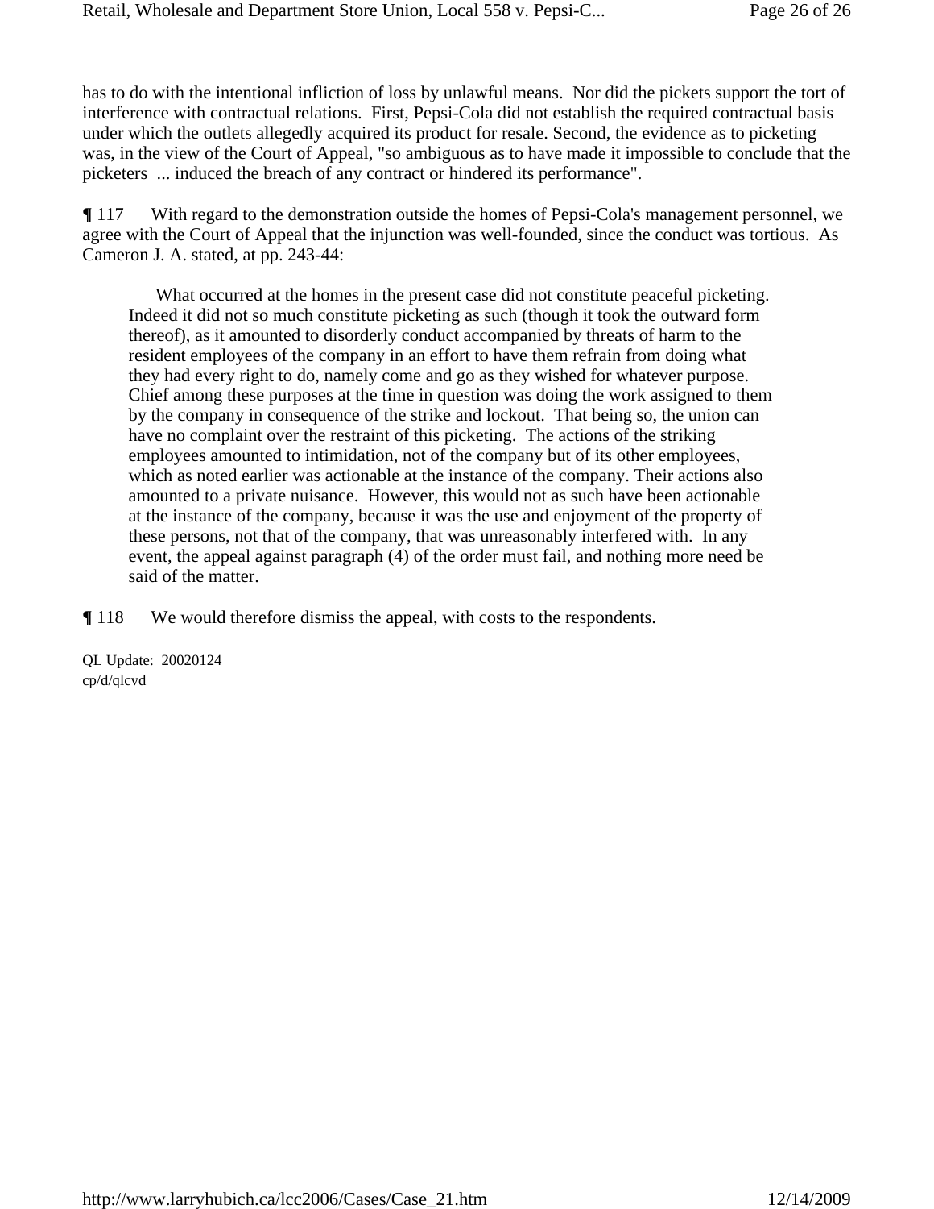has to do with the intentional infliction of loss by unlawful means. Nor did the pickets support the tort of interference with contractual relations. First, Pepsi-Cola did not establish the required contractual basis under which the outlets allegedly acquired its product for resale. Second, the evidence as to picketing was, in the view of the Court of Appeal, "so ambiguous as to have made it impossible to conclude that the picketers ... induced the breach of any contract or hindered its performance".

¶ 117 With regard to the demonstration outside the homes of Pepsi-Cola's management personnel, we agree with the Court of Appeal that the injunction was well-founded, since the conduct was tortious. As Cameron J. A. stated, at pp. 243-44:

> What occurred at the homes in the present case did not constitute peaceful picketing. Indeed it did not so much constitute picketing as such (though it took the outward form thereof), as it amounted to disorderly conduct accompanied by threats of harm to the resident employees of the company in an effort to have them refrain from doing what they had every right to do, namely come and go as they wished for whatever purpose. Chief among these purposes at the time in question was doing the work assigned to them by the company in consequence of the strike and lockout. That being so, the union can have no complaint over the restraint of this picketing. The actions of the striking employees amounted to intimidation, not of the company but of its other employees, which as noted earlier was actionable at the instance of the company. Their actions also amounted to a private nuisance. However, this would not as such have been actionable at the instance of the company, because it was the use and enjoyment of the property of these persons, not that of the company, that was unreasonably interfered with. In any event, the appeal against paragraph (4) of the order must fail, and nothing more need be said of the matter.

¶ 118 We would therefore dismiss the appeal, with costs to the respondents.

QL Update: 20020124
cp/d/qlcvd